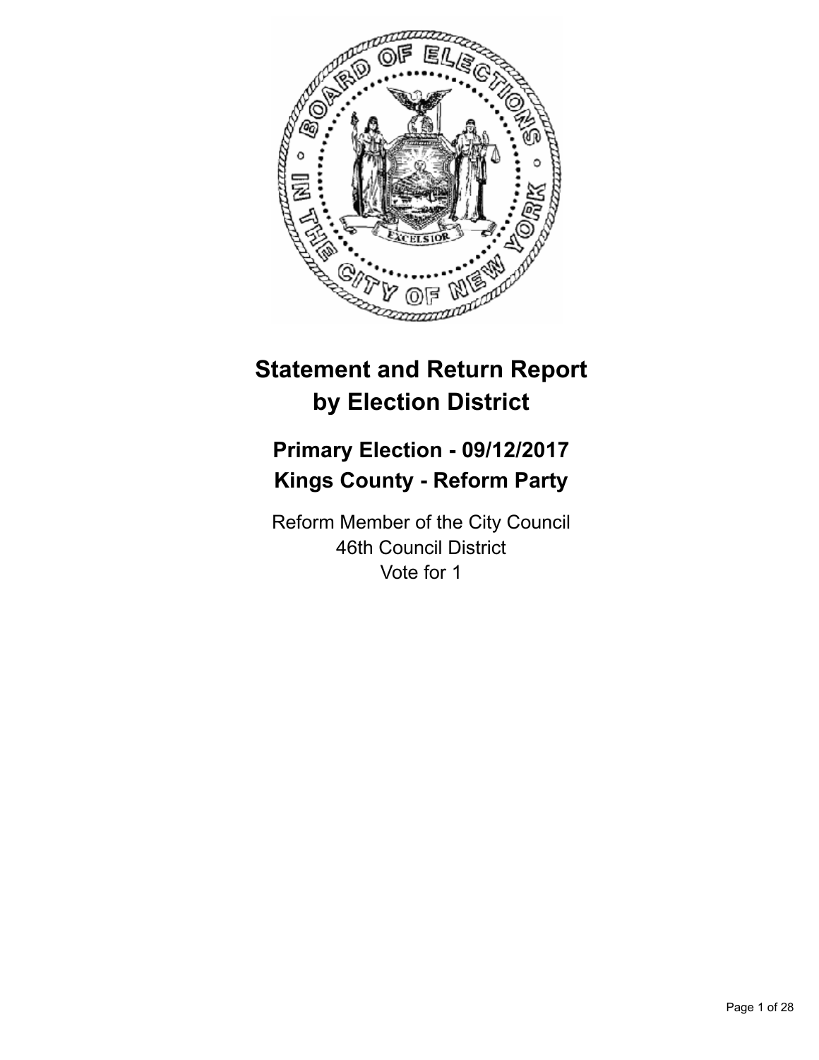# Statement and Return Report by Election District

## Primary Election - 09/12/2017
## Kings County - Reform Party

Reform Member of the City Council
46th Council District
Vote for 1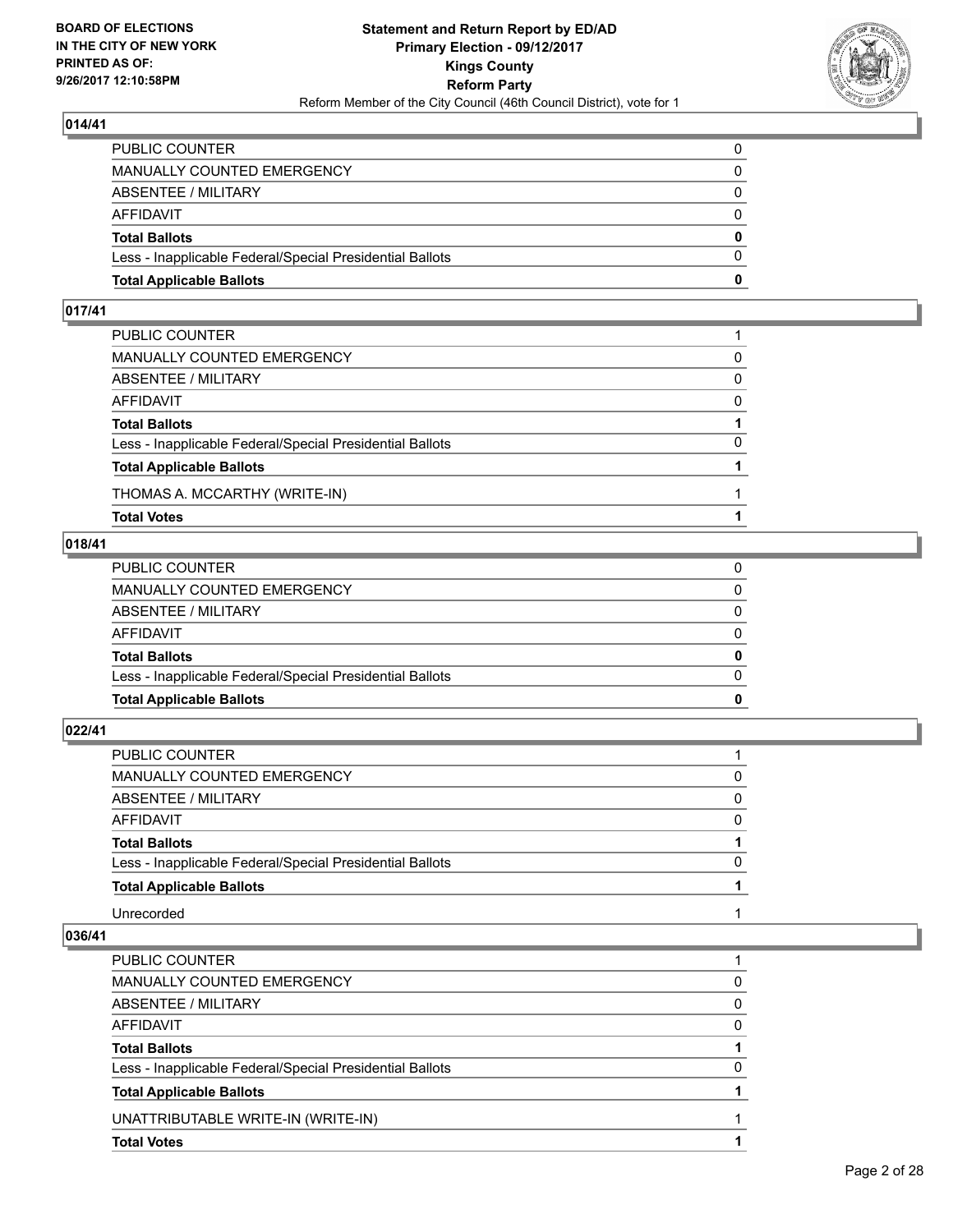## 014/41

| | |
|---|---|
| PUBLIC COUNTER | 0 |
| MANUALLY COUNTED EMERGENCY | 0 |
| ABSENTEE / MILITARY | 0 |
| AFFIDAVIT | 0 |
| **Total Ballots** | **0** |
| Less - Inapplicable Federal/Special Presidential Ballots | 0 |
| **Total Applicable Ballots** | **0** |

## 017/41

| | |
|---|---|
| PUBLIC COUNTER | 1 |
| MANUALLY COUNTED EMERGENCY | 0 |
| ABSENTEE / MILITARY | 0 |
| AFFIDAVIT | 0 |
| **Total Ballots** | **1** |
| Less - Inapplicable Federal/Special Presidential Ballots | 0 |
| **Total Applicable Ballots** | **1** |
| THOMAS A. MCCARTHY (WRITE-IN) | 1 |
| **Total Votes** | **1** |

## 018/41

| | |
|---|---|
| PUBLIC COUNTER | 0 |
| MANUALLY COUNTED EMERGENCY | 0 |
| ABSENTEE / MILITARY | 0 |
| AFFIDAVIT | 0 |
| **Total Ballots** | **0** |
| Less - Inapplicable Federal/Special Presidential Ballots | 0 |
| **Total Applicable Ballots** | **0** |

## 022/41

| | |
|---|---|
| PUBLIC COUNTER | 1 |
| MANUALLY COUNTED EMERGENCY | 0 |
| ABSENTEE / MILITARY | 0 |
| AFFIDAVIT | 0 |
| **Total Ballots** | **1** |
| Less - Inapplicable Federal/Special Presidential Ballots | 0 |
| **Total Applicable Ballots** | **1** |
| Unrecorded | 1 |

## 036/41

| | |
|---|---|
| PUBLIC COUNTER | 1 |
| MANUALLY COUNTED EMERGENCY | 0 |
| ABSENTEE / MILITARY | 0 |
| AFFIDAVIT | 0 |
| **Total Ballots** | **1** |
| Less - Inapplicable Federal/Special Presidential Ballots | 0 |
| **Total Applicable Ballots** | **1** |
| UNATTRIBUTABLE WRITE-IN (WRITE-IN) | 1 |
| **Total Votes** | **1** |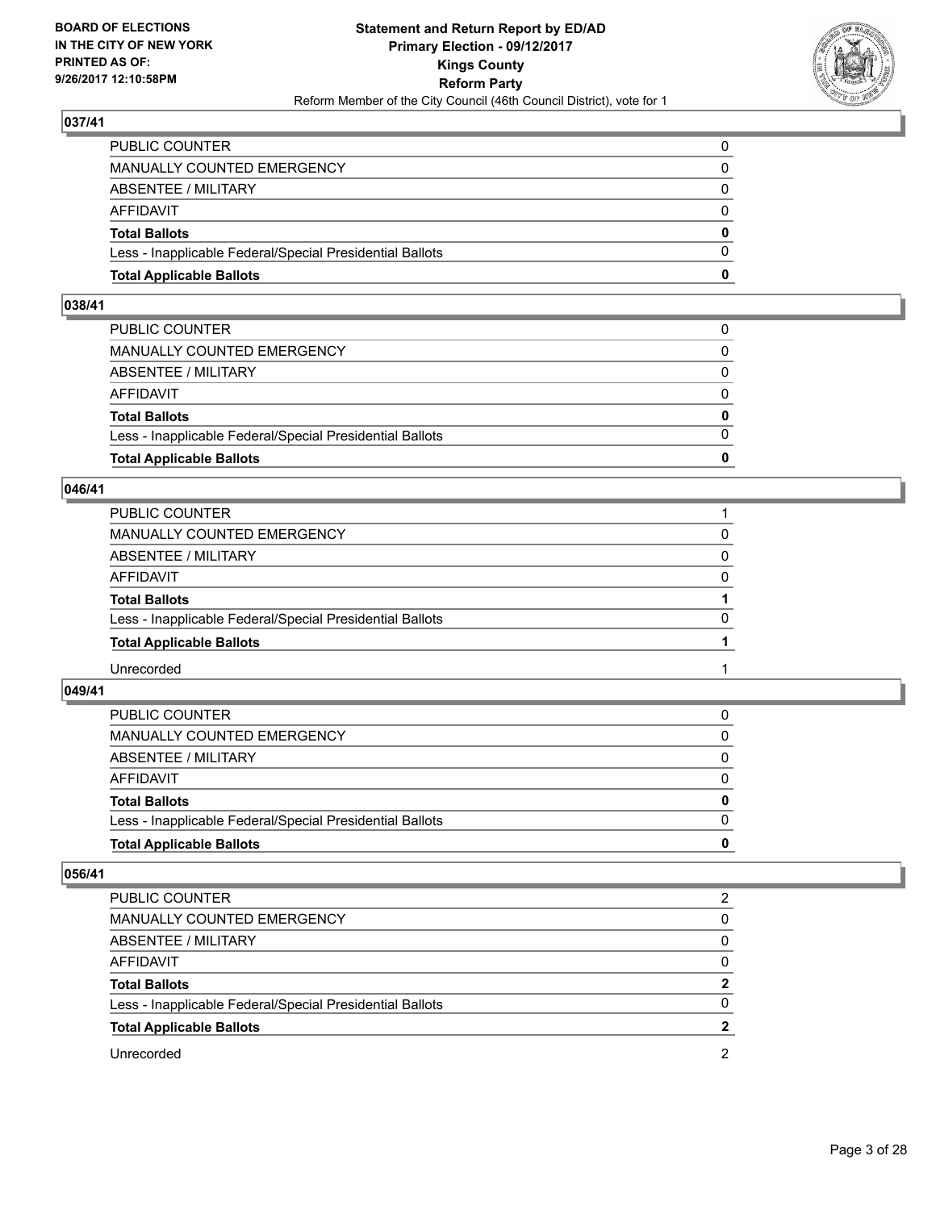## 037/41

| | |
|---|---|
| PUBLIC COUNTER | 0 |
| MANUALLY COUNTED EMERGENCY | 0 |
| ABSENTEE / MILITARY | 0 |
| AFFIDAVIT | 0 |
| **Total Ballots** | **0** |
| Less - Inapplicable Federal/Special Presidential Ballots | 0 |
| **Total Applicable Ballots** | **0** |

## 038/41

| | |
|---|---|
| PUBLIC COUNTER | 0 |
| MANUALLY COUNTED EMERGENCY | 0 |
| ABSENTEE / MILITARY | 0 |
| AFFIDAVIT | 0 |
| **Total Ballots** | **0** |
| Less - Inapplicable Federal/Special Presidential Ballots | 0 |
| **Total Applicable Ballots** | **0** |

## 046/41

| | |
|---|---|
| PUBLIC COUNTER | 1 |
| MANUALLY COUNTED EMERGENCY | 0 |
| ABSENTEE / MILITARY | 0 |
| AFFIDAVIT | 0 |
| **Total Ballots** | **1** |
| Less - Inapplicable Federal/Special Presidential Ballots | 0 |
| **Total Applicable Ballots** | **1** |
| Unrecorded | 1 |

## 049/41

| | |
|---|---|
| PUBLIC COUNTER | 0 |
| MANUALLY COUNTED EMERGENCY | 0 |
| ABSENTEE / MILITARY | 0 |
| AFFIDAVIT | 0 |
| **Total Ballots** | **0** |
| Less - Inapplicable Federal/Special Presidential Ballots | 0 |
| **Total Applicable Ballots** | **0** |

## 056/41

| | |
|---|---|
| PUBLIC COUNTER | 2 |
| MANUALLY COUNTED EMERGENCY | 0 |
| ABSENTEE / MILITARY | 0 |
| AFFIDAVIT | 0 |
| **Total Ballots** | **2** |
| Less - Inapplicable Federal/Special Presidential Ballots | 0 |
| **Total Applicable Ballots** | **2** |
| Unrecorded | 2 |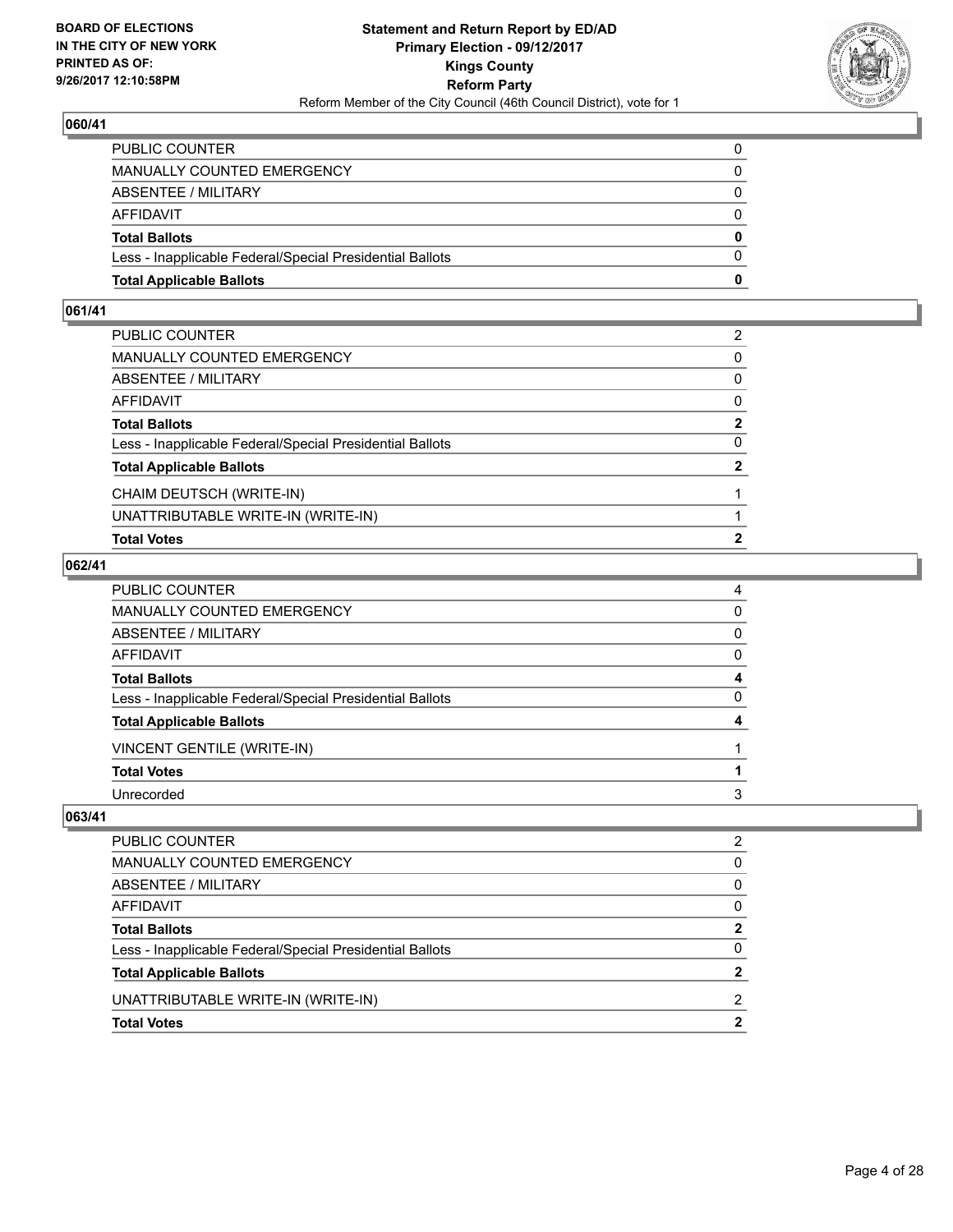## 060/41

| | |
|---|---|
| PUBLIC COUNTER | 0 |
| MANUALLY COUNTED EMERGENCY | 0 |
| ABSENTEE / MILITARY | 0 |
| AFFIDAVIT | 0 |
| **Total Ballots** | **0** |
| Less - Inapplicable Federal/Special Presidential Ballots | 0 |
| **Total Applicable Ballots** | **0** |

## 061/41

| | |
|---|---|
| PUBLIC COUNTER | 2 |
| MANUALLY COUNTED EMERGENCY | 0 |
| ABSENTEE / MILITARY | 0 |
| AFFIDAVIT | 0 |
| **Total Ballots** | **2** |
| Less - Inapplicable Federal/Special Presidential Ballots | 0 |
| **Total Applicable Ballots** | **2** |
| CHAIM DEUTSCH (WRITE-IN) | 1 |
| UNATTRIBUTABLE WRITE-IN (WRITE-IN) | 1 |
| **Total Votes** | **2** |

## 062/41

| | |
|---|---|
| PUBLIC COUNTER | 4 |
| MANUALLY COUNTED EMERGENCY | 0 |
| ABSENTEE / MILITARY | 0 |
| AFFIDAVIT | 0 |
| **Total Ballots** | **4** |
| Less - Inapplicable Federal/Special Presidential Ballots | 0 |
| **Total Applicable Ballots** | **4** |
| VINCENT GENTILE (WRITE-IN) | 1 |
| **Total Votes** | **1** |
| Unrecorded | 3 |

## 063/41

| | |
|---|---|
| PUBLIC COUNTER | 2 |
| MANUALLY COUNTED EMERGENCY | 0 |
| ABSENTEE / MILITARY | 0 |
| AFFIDAVIT | 0 |
| **Total Ballots** | **2** |
| Less - Inapplicable Federal/Special Presidential Ballots | 0 |
| **Total Applicable Ballots** | **2** |
| UNATTRIBUTABLE WRITE-IN (WRITE-IN) | 2 |
| **Total Votes** | **2** |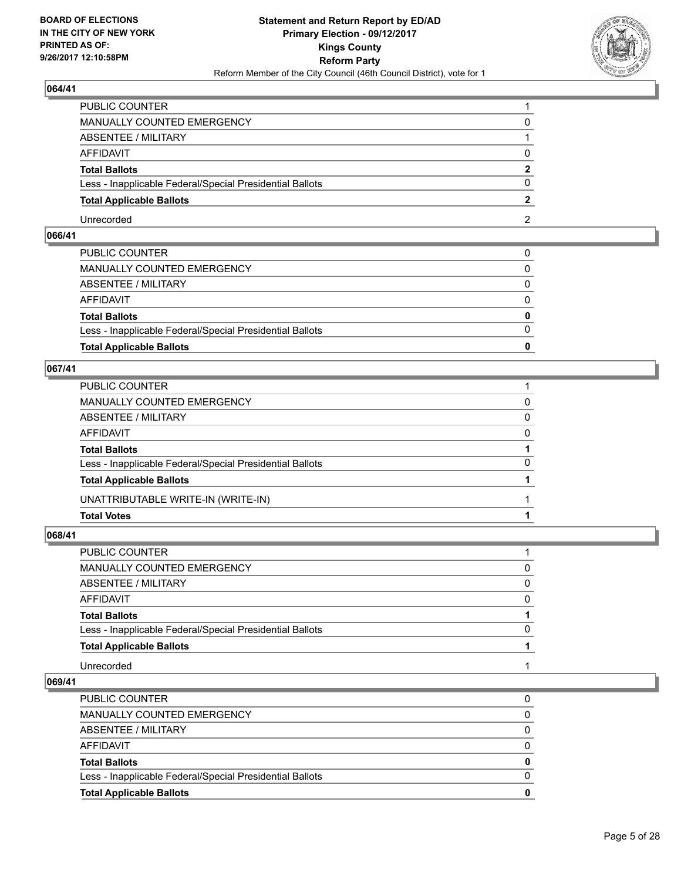### 064/41

| | |
|---|---|
| PUBLIC COUNTER | 1 |
| MANUALLY COUNTED EMERGENCY | 0 |
| ABSENTEE / MILITARY | 1 |
| AFFIDAVIT | 0 |
| **Total Ballots** | **2** |
| Less - Inapplicable Federal/Special Presidential Ballots | 0 |
| **Total Applicable Ballots** | **2** |
| Unrecorded | 2 |

### 066/41

| | |
|---|---|
| PUBLIC COUNTER | 0 |
| MANUALLY COUNTED EMERGENCY | 0 |
| ABSENTEE / MILITARY | 0 |
| AFFIDAVIT | 0 |
| **Total Ballots** | **0** |
| Less - Inapplicable Federal/Special Presidential Ballots | 0 |
| **Total Applicable Ballots** | **0** |

### 067/41

| | |
|---|---|
| PUBLIC COUNTER | 1 |
| MANUALLY COUNTED EMERGENCY | 0 |
| ABSENTEE / MILITARY | 0 |
| AFFIDAVIT | 0 |
| **Total Ballots** | **1** |
| Less - Inapplicable Federal/Special Presidential Ballots | 0 |
| **Total Applicable Ballots** | **1** |
| UNATTRIBUTABLE WRITE-IN (WRITE-IN) | 1 |
| **Total Votes** | **1** |

### 068/41

| | |
|---|---|
| PUBLIC COUNTER | 1 |
| MANUALLY COUNTED EMERGENCY | 0 |
| ABSENTEE / MILITARY | 0 |
| AFFIDAVIT | 0 |
| **Total Ballots** | **1** |
| Less - Inapplicable Federal/Special Presidential Ballots | 0 |
| **Total Applicable Ballots** | **1** |
| Unrecorded | 1 |

### 069/41

| | |
|---|---|
| PUBLIC COUNTER | 0 |
| MANUALLY COUNTED EMERGENCY | 0 |
| ABSENTEE / MILITARY | 0 |
| AFFIDAVIT | 0 |
| **Total Ballots** | **0** |
| Less - Inapplicable Federal/Special Presidential Ballots | 0 |
| **Total Applicable Ballots** | **0** |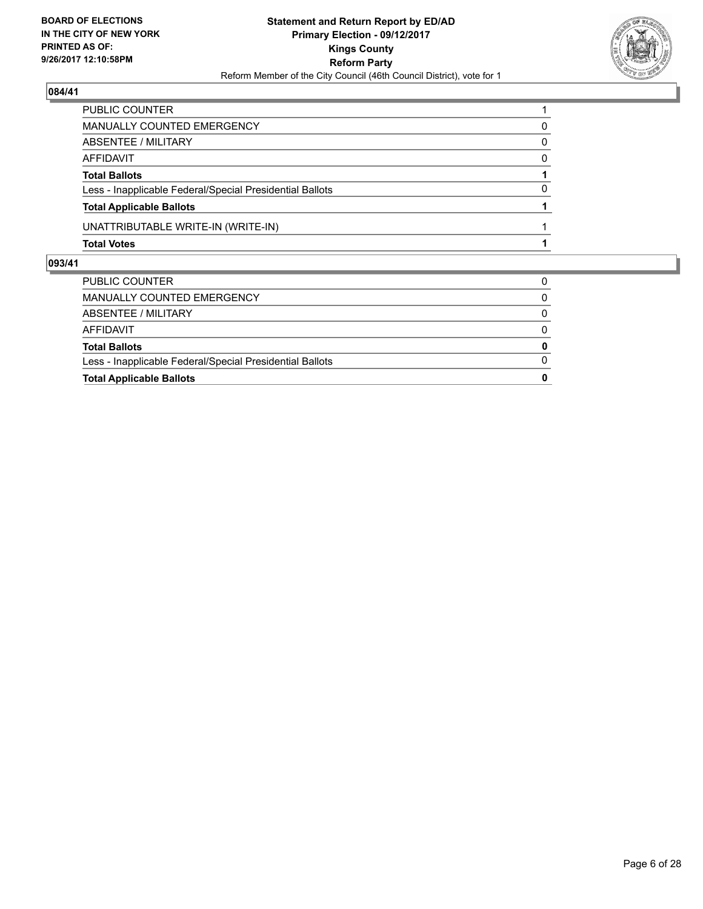## 084/41

| | |
|---|---|
| PUBLIC COUNTER | 1 |
| MANUALLY COUNTED EMERGENCY | 0 |
| ABSENTEE / MILITARY | 0 |
| AFFIDAVIT | 0 |
| **Total Ballots** | **1** |
| Less - Inapplicable Federal/Special Presidential Ballots | 0 |
| **Total Applicable Ballots** | **1** |
| UNATTRIBUTABLE WRITE-IN (WRITE-IN) | 1 |
| **Total Votes** | **1** |

## 093/41

| | |
|---|---|
| PUBLIC COUNTER | 0 |
| MANUALLY COUNTED EMERGENCY | 0 |
| ABSENTEE / MILITARY | 0 |
| AFFIDAVIT | 0 |
| **Total Ballots** | **0** |
| Less - Inapplicable Federal/Special Presidential Ballots | 0 |
| **Total Applicable Ballots** | **0** |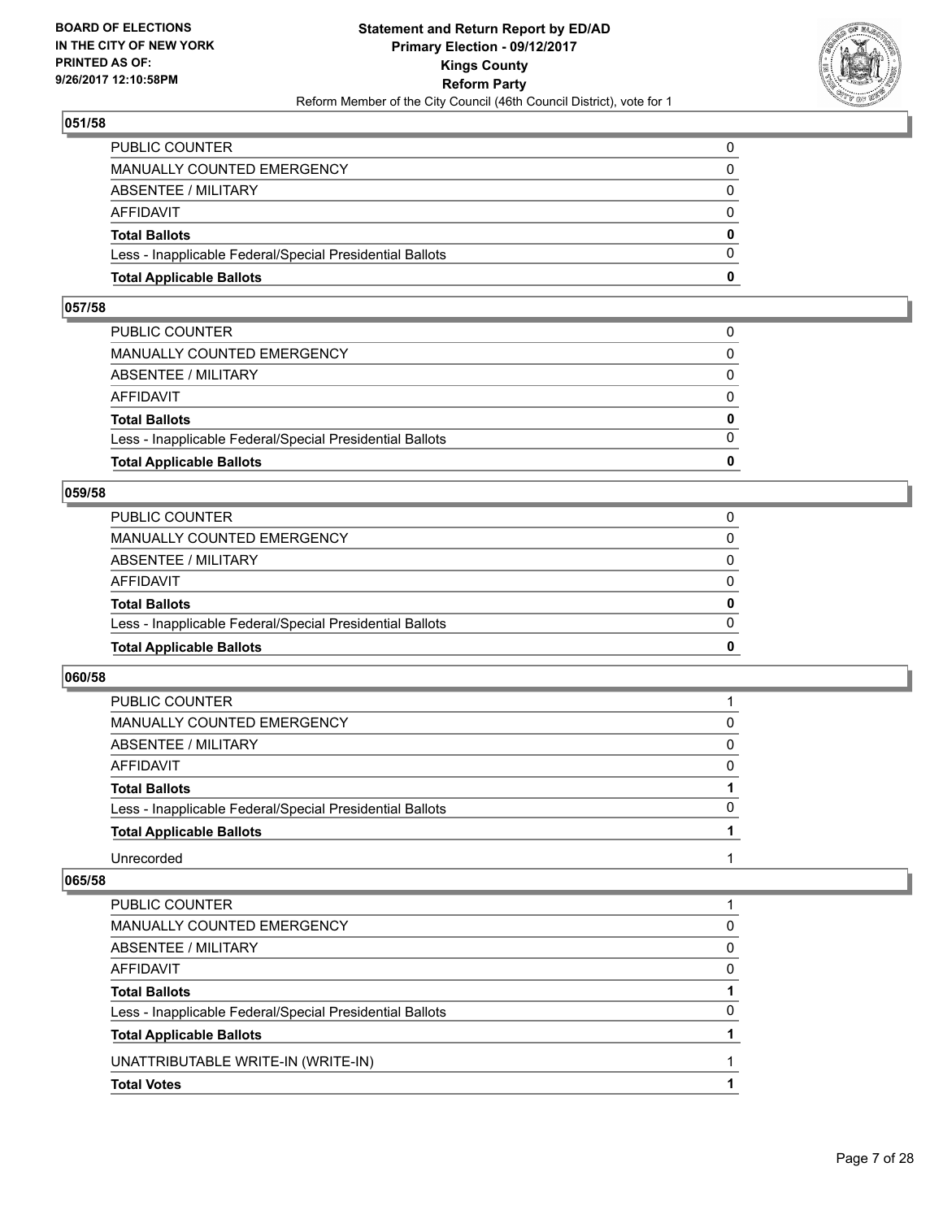BOARD OF ELECTIONS
IN THE CITY OF NEW YORK
PRINTED AS OF:
9/26/2017 12:10:58PM

**Statement and Return Report by ED/AD**
**Primary Election - 09/12/2017**
**Kings County**
**Reform Party**
Reform Member of the City Council (46th Council District), vote for 1

### 051/58

| | |
|---|---|
| PUBLIC COUNTER | 0 |
| MANUALLY COUNTED EMERGENCY | 0 |
| ABSENTEE / MILITARY | 0 |
| AFFIDAVIT | 0 |
| **Total Ballots** | **0** |
| Less - Inapplicable Federal/Special Presidential Ballots | 0 |
| **Total Applicable Ballots** | **0** |

### 057/58

| | |
|---|---|
| PUBLIC COUNTER | 0 |
| MANUALLY COUNTED EMERGENCY | 0 |
| ABSENTEE / MILITARY | 0 |
| AFFIDAVIT | 0 |
| **Total Ballots** | **0** |
| Less - Inapplicable Federal/Special Presidential Ballots | 0 |
| **Total Applicable Ballots** | **0** |

### 059/58

| | |
|---|---|
| PUBLIC COUNTER | 0 |
| MANUALLY COUNTED EMERGENCY | 0 |
| ABSENTEE / MILITARY | 0 |
| AFFIDAVIT | 0 |
| **Total Ballots** | **0** |
| Less - Inapplicable Federal/Special Presidential Ballots | 0 |
| **Total Applicable Ballots** | **0** |

### 060/58

| | |
|---|---|
| PUBLIC COUNTER | 1 |
| MANUALLY COUNTED EMERGENCY | 0 |
| ABSENTEE / MILITARY | 0 |
| AFFIDAVIT | 0 |
| **Total Ballots** | **1** |
| Less - Inapplicable Federal/Special Presidential Ballots | 0 |
| **Total Applicable Ballots** | **1** |
| Unrecorded | 1 |

### 065/58

| | |
|---|---|
| PUBLIC COUNTER | 1 |
| MANUALLY COUNTED EMERGENCY | 0 |
| ABSENTEE / MILITARY | 0 |
| AFFIDAVIT | 0 |
| **Total Ballots** | **1** |
| Less - Inapplicable Federal/Special Presidential Ballots | 0 |
| **Total Applicable Ballots** | **1** |
| UNATTRIBUTABLE WRITE-IN (WRITE-IN) | 1 |
| **Total Votes** | **1** |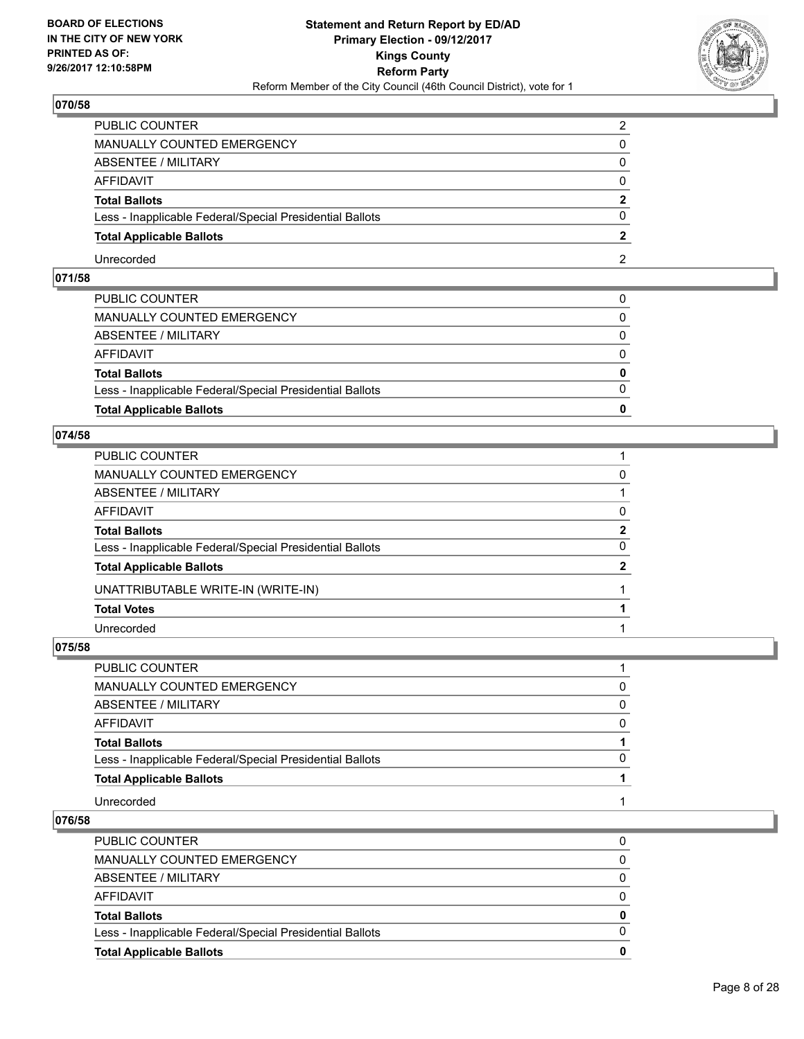### 070/58

| | |
|---|---|
| PUBLIC COUNTER | 2 |
| MANUALLY COUNTED EMERGENCY | 0 |
| ABSENTEE / MILITARY | 0 |
| AFFIDAVIT | 0 |
| **Total Ballots** | **2** |
| Less - Inapplicable Federal/Special Presidential Ballots | 0 |
| **Total Applicable Ballots** | **2** |
| Unrecorded | 2 |

### 071/58

| | |
|---|---|
| PUBLIC COUNTER | 0 |
| MANUALLY COUNTED EMERGENCY | 0 |
| ABSENTEE / MILITARY | 0 |
| AFFIDAVIT | 0 |
| **Total Ballots** | **0** |
| Less - Inapplicable Federal/Special Presidential Ballots | 0 |
| **Total Applicable Ballots** | **0** |

### 074/58

| | |
|---|---|
| PUBLIC COUNTER | 1 |
| MANUALLY COUNTED EMERGENCY | 0 |
| ABSENTEE / MILITARY | 1 |
| AFFIDAVIT | 0 |
| **Total Ballots** | **2** |
| Less - Inapplicable Federal/Special Presidential Ballots | 0 |
| **Total Applicable Ballots** | **2** |
| UNATTRIBUTABLE WRITE-IN (WRITE-IN) | 1 |
| **Total Votes** | **1** |
| Unrecorded | 1 |

### 075/58

| | |
|---|---|
| PUBLIC COUNTER | 1 |
| MANUALLY COUNTED EMERGENCY | 0 |
| ABSENTEE / MILITARY | 0 |
| AFFIDAVIT | 0 |
| **Total Ballots** | **1** |
| Less - Inapplicable Federal/Special Presidential Ballots | 0 |
| **Total Applicable Ballots** | **1** |
| Unrecorded | 1 |

### 076/58

| | |
|---|---|
| PUBLIC COUNTER | 0 |
| MANUALLY COUNTED EMERGENCY | 0 |
| ABSENTEE / MILITARY | 0 |
| AFFIDAVIT | 0 |
| **Total Ballots** | **0** |
| Less - Inapplicable Federal/Special Presidential Ballots | 0 |
| **Total Applicable Ballots** | **0** |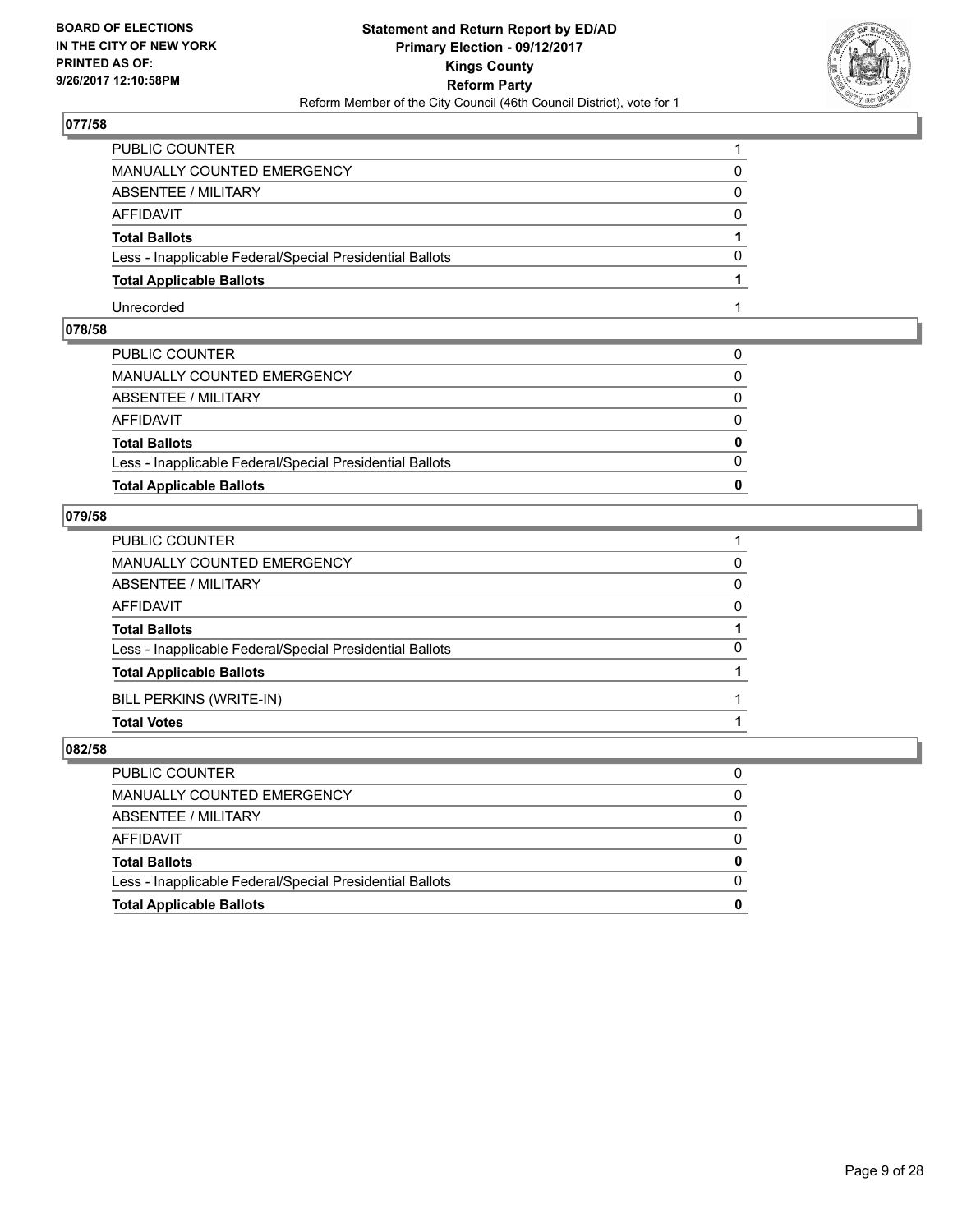**BOARD OF ELECTIONS IN THE CITY OF NEW YORK PRINTED AS OF: 9/26/2017 12:10:58PM**

**Statement and Return Report by ED/AD**
**Primary Election - 09/12/2017**
**Kings County**
**Reform Party**
Reform Member of the City Council (46th Council District), vote for 1

### 077/58

| | |
|---|---|
| PUBLIC COUNTER | 1 |
| MANUALLY COUNTED EMERGENCY | 0 |
| ABSENTEE / MILITARY | 0 |
| AFFIDAVIT | 0 |
| **Total Ballots** | **1** |
| Less - Inapplicable Federal/Special Presidential Ballots | 0 |
| **Total Applicable Ballots** | **1** |
| Unrecorded | 1 |

### 078/58

| | |
|---|---|
| PUBLIC COUNTER | 0 |
| MANUALLY COUNTED EMERGENCY | 0 |
| ABSENTEE / MILITARY | 0 |
| AFFIDAVIT | 0 |
| **Total Ballots** | **0** |
| Less - Inapplicable Federal/Special Presidential Ballots | 0 |
| **Total Applicable Ballots** | **0** |

### 079/58

| | |
|---|---|
| PUBLIC COUNTER | 1 |
| MANUALLY COUNTED EMERGENCY | 0 |
| ABSENTEE / MILITARY | 0 |
| AFFIDAVIT | 0 |
| **Total Ballots** | **1** |
| Less - Inapplicable Federal/Special Presidential Ballots | 0 |
| **Total Applicable Ballots** | **1** |
| BILL PERKINS (WRITE-IN) | 1 |
| **Total Votes** | **1** |

### 082/58

| | |
|---|---|
| PUBLIC COUNTER | 0 |
| MANUALLY COUNTED EMERGENCY | 0 |
| ABSENTEE / MILITARY | 0 |
| AFFIDAVIT | 0 |
| **Total Ballots** | **0** |
| Less - Inapplicable Federal/Special Presidential Ballots | 0 |
| **Total Applicable Ballots** | **0** |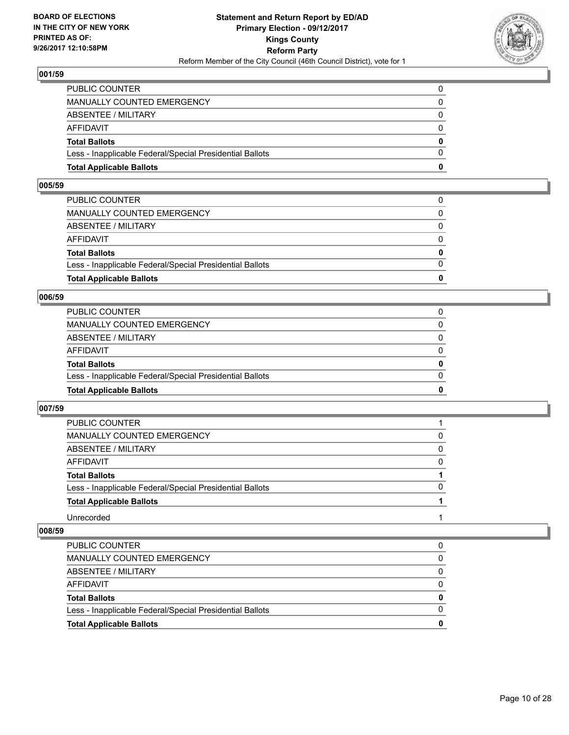### 001/59

| | |
|---|---|
| PUBLIC COUNTER | 0 |
| MANUALLY COUNTED EMERGENCY | 0 |
| ABSENTEE / MILITARY | 0 |
| AFFIDAVIT | 0 |
| **Total Ballots** | **0** |
| Less - Inapplicable Federal/Special Presidential Ballots | 0 |
| **Total Applicable Ballots** | **0** |

### 005/59

| | |
|---|---|
| PUBLIC COUNTER | 0 |
| MANUALLY COUNTED EMERGENCY | 0 |
| ABSENTEE / MILITARY | 0 |
| AFFIDAVIT | 0 |
| **Total Ballots** | **0** |
| Less - Inapplicable Federal/Special Presidential Ballots | 0 |
| **Total Applicable Ballots** | **0** |

### 006/59

| | |
|---|---|
| PUBLIC COUNTER | 0 |
| MANUALLY COUNTED EMERGENCY | 0 |
| ABSENTEE / MILITARY | 0 |
| AFFIDAVIT | 0 |
| **Total Ballots** | **0** |
| Less - Inapplicable Federal/Special Presidential Ballots | 0 |
| **Total Applicable Ballots** | **0** |

### 007/59

| | |
|---|---|
| PUBLIC COUNTER | 1 |
| MANUALLY COUNTED EMERGENCY | 0 |
| ABSENTEE / MILITARY | 0 |
| AFFIDAVIT | 0 |
| **Total Ballots** | **1** |
| Less - Inapplicable Federal/Special Presidential Ballots | 0 |
| **Total Applicable Ballots** | **1** |
| Unrecorded | 1 |

### 008/59

| | |
|---|---|
| PUBLIC COUNTER | 0 |
| MANUALLY COUNTED EMERGENCY | 0 |
| ABSENTEE / MILITARY | 0 |
| AFFIDAVIT | 0 |
| **Total Ballots** | **0** |
| Less - Inapplicable Federal/Special Presidential Ballots | 0 |
| **Total Applicable Ballots** | **0** |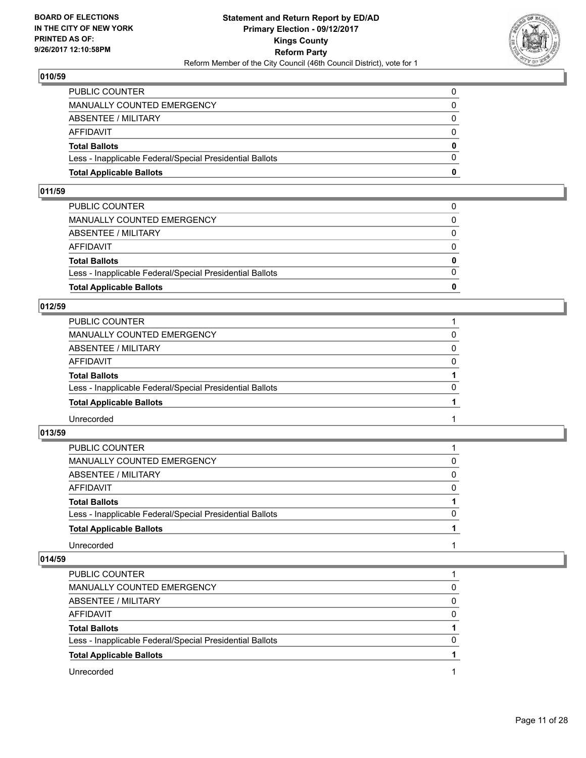## 010/59

| | |
|---|---|
| PUBLIC COUNTER | 0 |
| MANUALLY COUNTED EMERGENCY | 0 |
| ABSENTEE / MILITARY | 0 |
| AFFIDAVIT | 0 |
| **Total Ballots** | **0** |
| Less - Inapplicable Federal/Special Presidential Ballots | 0 |
| **Total Applicable Ballots** | **0** |

## 011/59

| | |
|---|---|
| PUBLIC COUNTER | 0 |
| MANUALLY COUNTED EMERGENCY | 0 |
| ABSENTEE / MILITARY | 0 |
| AFFIDAVIT | 0 |
| **Total Ballots** | **0** |
| Less - Inapplicable Federal/Special Presidential Ballots | 0 |
| **Total Applicable Ballots** | **0** |

## 012/59

| | |
|---|---|
| PUBLIC COUNTER | 1 |
| MANUALLY COUNTED EMERGENCY | 0 |
| ABSENTEE / MILITARY | 0 |
| AFFIDAVIT | 0 |
| **Total Ballots** | **1** |
| Less - Inapplicable Federal/Special Presidential Ballots | 0 |
| **Total Applicable Ballots** | **1** |
| Unrecorded | 1 |

## 013/59

| | |
|---|---|
| PUBLIC COUNTER | 1 |
| MANUALLY COUNTED EMERGENCY | 0 |
| ABSENTEE / MILITARY | 0 |
| AFFIDAVIT | 0 |
| **Total Ballots** | **1** |
| Less - Inapplicable Federal/Special Presidential Ballots | 0 |
| **Total Applicable Ballots** | **1** |
| Unrecorded | 1 |

## 014/59

| | |
|---|---|
| PUBLIC COUNTER | 1 |
| MANUALLY COUNTED EMERGENCY | 0 |
| ABSENTEE / MILITARY | 0 |
| AFFIDAVIT | 0 |
| **Total Ballots** | **1** |
| Less - Inapplicable Federal/Special Presidential Ballots | 0 |
| **Total Applicable Ballots** | **1** |
| Unrecorded | 1 |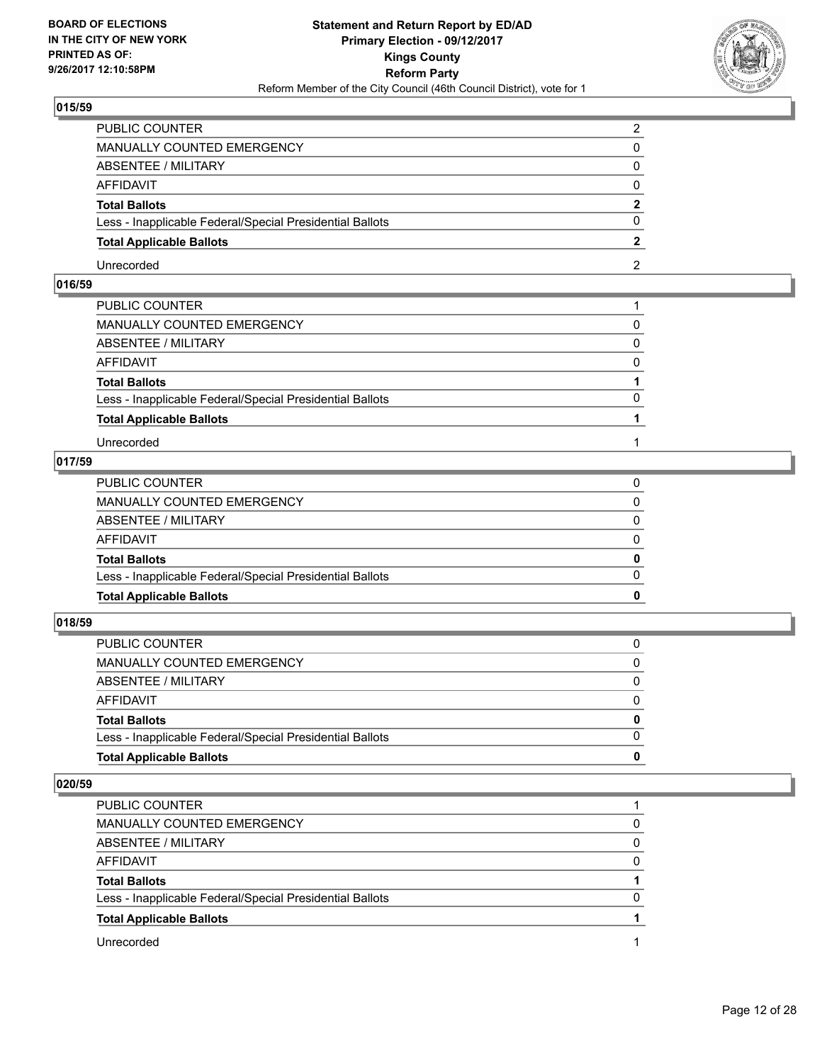## 015/59

| | |
|---|---|
| PUBLIC COUNTER | 2 |
| MANUALLY COUNTED EMERGENCY | 0 |
| ABSENTEE / MILITARY | 0 |
| AFFIDAVIT | 0 |
| **Total Ballots** | **2** |
| Less - Inapplicable Federal/Special Presidential Ballots | 0 |
| **Total Applicable Ballots** | **2** |
| Unrecorded | 2 |

## 016/59

| | |
|---|---|
| PUBLIC COUNTER | 1 |
| MANUALLY COUNTED EMERGENCY | 0 |
| ABSENTEE / MILITARY | 0 |
| AFFIDAVIT | 0 |
| **Total Ballots** | **1** |
| Less - Inapplicable Federal/Special Presidential Ballots | 0 |
| **Total Applicable Ballots** | **1** |
| Unrecorded | 1 |

## 017/59

| | |
|---|---|
| PUBLIC COUNTER | 0 |
| MANUALLY COUNTED EMERGENCY | 0 |
| ABSENTEE / MILITARY | 0 |
| AFFIDAVIT | 0 |
| **Total Ballots** | **0** |
| Less - Inapplicable Federal/Special Presidential Ballots | 0 |
| **Total Applicable Ballots** | **0** |

## 018/59

| | |
|---|---|
| PUBLIC COUNTER | 0 |
| MANUALLY COUNTED EMERGENCY | 0 |
| ABSENTEE / MILITARY | 0 |
| AFFIDAVIT | 0 |
| **Total Ballots** | **0** |
| Less - Inapplicable Federal/Special Presidential Ballots | 0 |
| **Total Applicable Ballots** | **0** |

## 020/59

| | |
|---|---|
| PUBLIC COUNTER | 1 |
| MANUALLY COUNTED EMERGENCY | 0 |
| ABSENTEE / MILITARY | 0 |
| AFFIDAVIT | 0 |
| **Total Ballots** | **1** |
| Less - Inapplicable Federal/Special Presidential Ballots | 0 |
| **Total Applicable Ballots** | **1** |
| Unrecorded | 1 |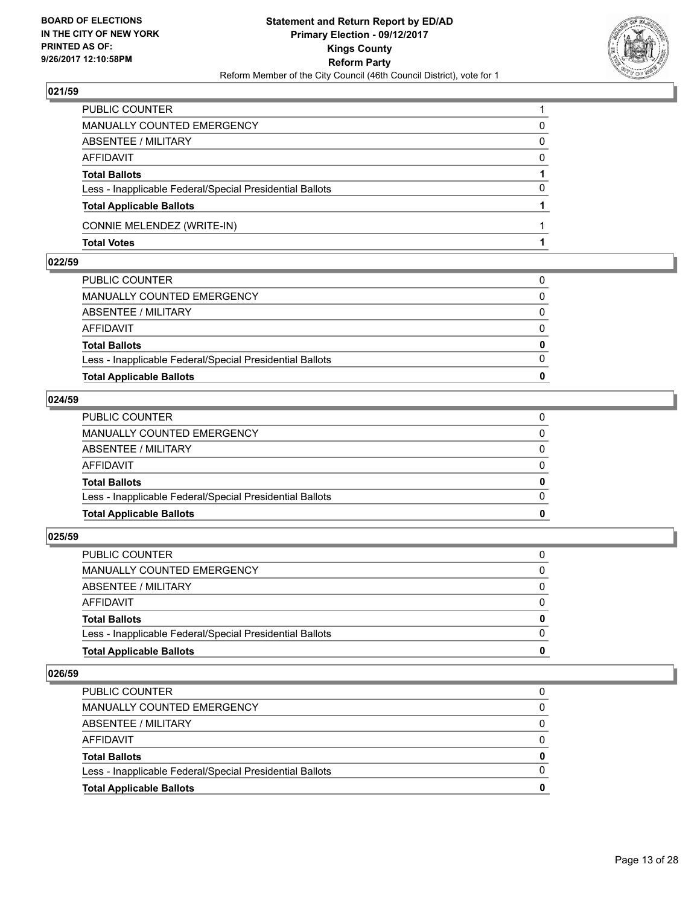## 021/59

| | |
|---|---|
| PUBLIC COUNTER | 1 |
| MANUALLY COUNTED EMERGENCY | 0 |
| ABSENTEE / MILITARY | 0 |
| AFFIDAVIT | 0 |
| **Total Ballots** | **1** |
| Less - Inapplicable Federal/Special Presidential Ballots | 0 |
| **Total Applicable Ballots** | **1** |
| CONNIE MELENDEZ (WRITE-IN) | 1 |
| **Total Votes** | **1** |

## 022/59

| | |
|---|---|
| PUBLIC COUNTER | 0 |
| MANUALLY COUNTED EMERGENCY | 0 |
| ABSENTEE / MILITARY | 0 |
| AFFIDAVIT | 0 |
| **Total Ballots** | **0** |
| Less - Inapplicable Federal/Special Presidential Ballots | 0 |
| **Total Applicable Ballots** | **0** |

## 024/59

| | |
|---|---|
| PUBLIC COUNTER | 0 |
| MANUALLY COUNTED EMERGENCY | 0 |
| ABSENTEE / MILITARY | 0 |
| AFFIDAVIT | 0 |
| **Total Ballots** | **0** |
| Less - Inapplicable Federal/Special Presidential Ballots | 0 |
| **Total Applicable Ballots** | **0** |

## 025/59

| | |
|---|---|
| PUBLIC COUNTER | 0 |
| MANUALLY COUNTED EMERGENCY | 0 |
| ABSENTEE / MILITARY | 0 |
| AFFIDAVIT | 0 |
| **Total Ballots** | **0** |
| Less - Inapplicable Federal/Special Presidential Ballots | 0 |
| **Total Applicable Ballots** | **0** |

## 026/59

| | |
|---|---|
| PUBLIC COUNTER | 0 |
| MANUALLY COUNTED EMERGENCY | 0 |
| ABSENTEE / MILITARY | 0 |
| AFFIDAVIT | 0 |
| **Total Ballots** | **0** |
| Less - Inapplicable Federal/Special Presidential Ballots | 0 |
| **Total Applicable Ballots** | **0** |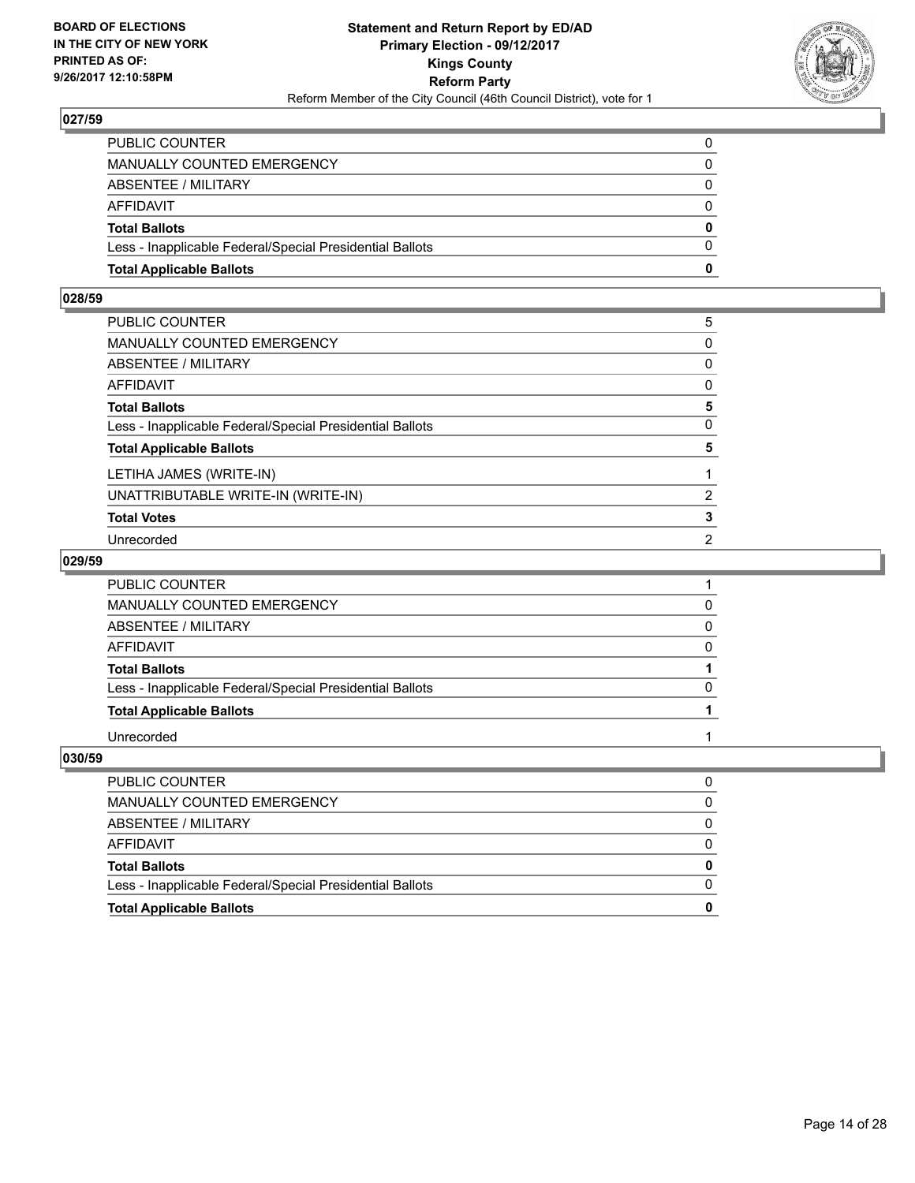BOARD OF ELECTIONS
IN THE CITY OF NEW YORK
PRINTED AS OF:
9/26/2017 12:10:58PM

**Statement and Return Report by ED/AD**
**Primary Election - 09/12/2017**
**Kings County**
**Reform Party**
Reform Member of the City Council (46th Council District), vote for 1

### 027/59

| | |
|---|---|
| PUBLIC COUNTER | 0 |
| MANUALLY COUNTED EMERGENCY | 0 |
| ABSENTEE / MILITARY | 0 |
| AFFIDAVIT | 0 |
| **Total Ballots** | **0** |
| Less - Inapplicable Federal/Special Presidential Ballots | 0 |
| **Total Applicable Ballots** | **0** |

### 028/59

| | |
|---|---|
| PUBLIC COUNTER | 5 |
| MANUALLY COUNTED EMERGENCY | 0 |
| ABSENTEE / MILITARY | 0 |
| AFFIDAVIT | 0 |
| **Total Ballots** | **5** |
| Less - Inapplicable Federal/Special Presidential Ballots | 0 |
| **Total Applicable Ballots** | **5** |
| LETIHA JAMES (WRITE-IN) | 1 |
| UNATTRIBUTABLE WRITE-IN (WRITE-IN) | 2 |
| **Total Votes** | **3** |
| Unrecorded | 2 |

### 029/59

| | |
|---|---|
| PUBLIC COUNTER | 1 |
| MANUALLY COUNTED EMERGENCY | 0 |
| ABSENTEE / MILITARY | 0 |
| AFFIDAVIT | 0 |
| **Total Ballots** | **1** |
| Less - Inapplicable Federal/Special Presidential Ballots | 0 |
| **Total Applicable Ballots** | **1** |
| Unrecorded | 1 |

### 030/59

| | |
|---|---|
| PUBLIC COUNTER | 0 |
| MANUALLY COUNTED EMERGENCY | 0 |
| ABSENTEE / MILITARY | 0 |
| AFFIDAVIT | 0 |
| **Total Ballots** | **0** |
| Less - Inapplicable Federal/Special Presidential Ballots | 0 |
| **Total Applicable Ballots** | **0** |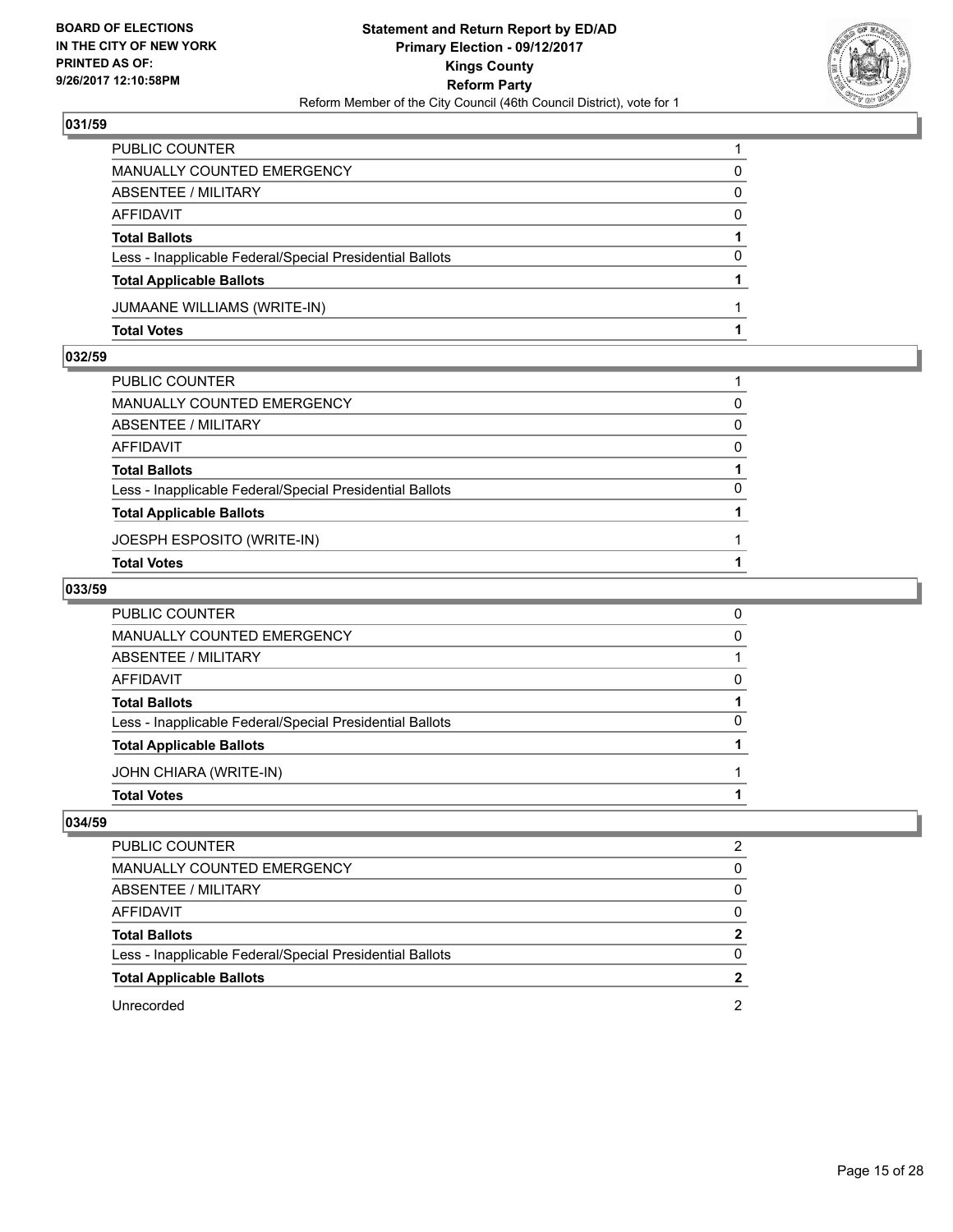**BOARD OF ELECTIONS IN THE CITY OF NEW YORK PRINTED AS OF: 9/26/2017 12:10:58PM**

**Statement and Return Report by ED/AD Primary Election - 09/12/2017 Kings County Reform Party**

Reform Member of the City Council (46th Council District), vote for 1

## 031/59

| | |
|---|---|
| PUBLIC COUNTER | 1 |
| MANUALLY COUNTED EMERGENCY | 0 |
| ABSENTEE / MILITARY | 0 |
| AFFIDAVIT | 0 |
| **Total Ballots** | **1** |
| Less - Inapplicable Federal/Special Presidential Ballots | 0 |
| **Total Applicable Ballots** | **1** |
| JUMAANE WILLIAMS (WRITE-IN) | 1 |
| **Total Votes** | **1** |

## 032/59

| | |
|---|---|
| PUBLIC COUNTER | 1 |
| MANUALLY COUNTED EMERGENCY | 0 |
| ABSENTEE / MILITARY | 0 |
| AFFIDAVIT | 0 |
| **Total Ballots** | **1** |
| Less - Inapplicable Federal/Special Presidential Ballots | 0 |
| **Total Applicable Ballots** | **1** |
| JOESPH ESPOSITO (WRITE-IN) | 1 |
| **Total Votes** | **1** |

## 033/59

| | |
|---|---|
| PUBLIC COUNTER | 0 |
| MANUALLY COUNTED EMERGENCY | 0 |
| ABSENTEE / MILITARY | 1 |
| AFFIDAVIT | 0 |
| **Total Ballots** | **1** |
| Less - Inapplicable Federal/Special Presidential Ballots | 0 |
| **Total Applicable Ballots** | **1** |
| JOHN CHIARA (WRITE-IN) | 1 |
| **Total Votes** | **1** |

## 034/59

| | |
|---|---|
| PUBLIC COUNTER | 2 |
| MANUALLY COUNTED EMERGENCY | 0 |
| ABSENTEE / MILITARY | 0 |
| AFFIDAVIT | 0 |
| **Total Ballots** | **2** |
| Less - Inapplicable Federal/Special Presidential Ballots | 0 |
| **Total Applicable Ballots** | **2** |
| Unrecorded | 2 |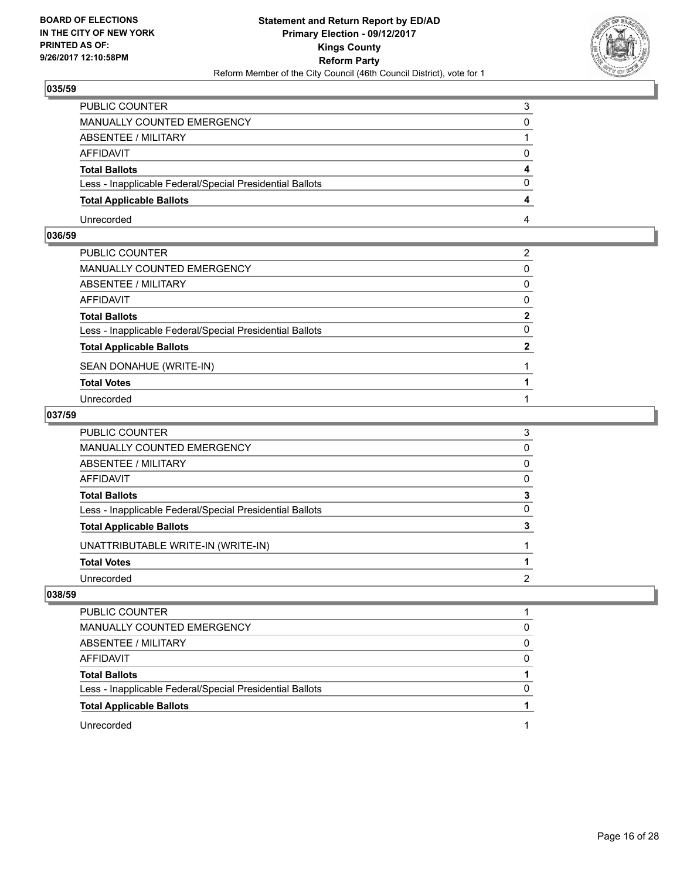BOARD OF ELECTIONS
IN THE CITY OF NEW YORK
PRINTED AS OF:
9/26/2017 12:10:58PM

**Statement and Return Report by ED/AD**
**Primary Election - 09/12/2017**
**Kings County**
**Reform Party**
Reform Member of the City Council (46th Council District), vote for 1

## 035/59

| | |
|---|---|
| PUBLIC COUNTER | 3 |
| MANUALLY COUNTED EMERGENCY | 0 |
| ABSENTEE / MILITARY | 1 |
| AFFIDAVIT | 0 |
| **Total Ballots** | **4** |
| Less - Inapplicable Federal/Special Presidential Ballots | 0 |
| **Total Applicable Ballots** | **4** |
| Unrecorded | 4 |

## 036/59

| | |
|---|---|
| PUBLIC COUNTER | 2 |
| MANUALLY COUNTED EMERGENCY | 0 |
| ABSENTEE / MILITARY | 0 |
| AFFIDAVIT | 0 |
| **Total Ballots** | **2** |
| Less - Inapplicable Federal/Special Presidential Ballots | 0 |
| **Total Applicable Ballots** | **2** |
| SEAN DONAHUE (WRITE-IN) | 1 |
| **Total Votes** | **1** |
| Unrecorded | 1 |

## 037/59

| | |
|---|---|
| PUBLIC COUNTER | 3 |
| MANUALLY COUNTED EMERGENCY | 0 |
| ABSENTEE / MILITARY | 0 |
| AFFIDAVIT | 0 |
| **Total Ballots** | **3** |
| Less - Inapplicable Federal/Special Presidential Ballots | 0 |
| **Total Applicable Ballots** | **3** |
| UNATTRIBUTABLE WRITE-IN (WRITE-IN) | 1 |
| **Total Votes** | **1** |
| Unrecorded | 2 |

## 038/59

| | |
|---|---|
| PUBLIC COUNTER | 1 |
| MANUALLY COUNTED EMERGENCY | 0 |
| ABSENTEE / MILITARY | 0 |
| AFFIDAVIT | 0 |
| **Total Ballots** | **1** |
| Less - Inapplicable Federal/Special Presidential Ballots | 0 |
| **Total Applicable Ballots** | **1** |
| Unrecorded | 1 |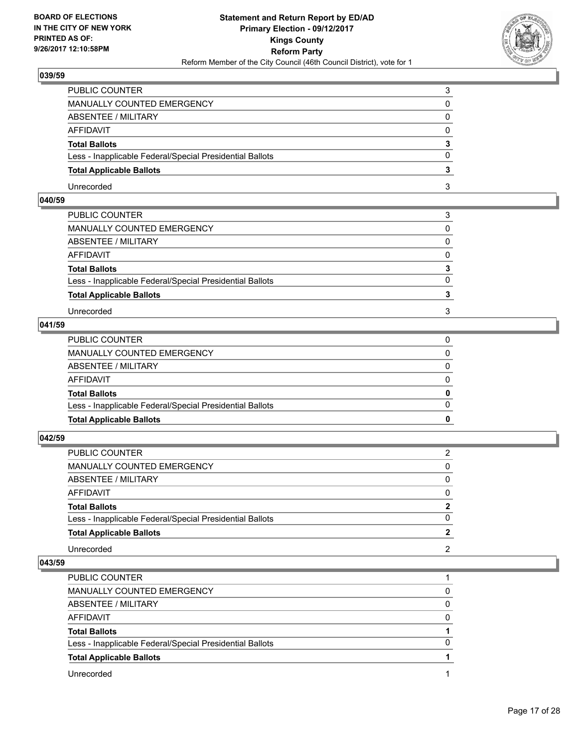## 039/59

| | |
|---|---|
| PUBLIC COUNTER | 3 |
| MANUALLY COUNTED EMERGENCY | 0 |
| ABSENTEE / MILITARY | 0 |
| AFFIDAVIT | 0 |
| **Total Ballots** | **3** |
| Less - Inapplicable Federal/Special Presidential Ballots | 0 |
| **Total Applicable Ballots** | **3** |
| Unrecorded | 3 |

## 040/59

| | |
|---|---|
| PUBLIC COUNTER | 3 |
| MANUALLY COUNTED EMERGENCY | 0 |
| ABSENTEE / MILITARY | 0 |
| AFFIDAVIT | 0 |
| **Total Ballots** | **3** |
| Less - Inapplicable Federal/Special Presidential Ballots | 0 |
| **Total Applicable Ballots** | **3** |
| Unrecorded | 3 |

## 041/59

| | |
|---|---|
| PUBLIC COUNTER | 0 |
| MANUALLY COUNTED EMERGENCY | 0 |
| ABSENTEE / MILITARY | 0 |
| AFFIDAVIT | 0 |
| **Total Ballots** | **0** |
| Less - Inapplicable Federal/Special Presidential Ballots | 0 |
| **Total Applicable Ballots** | **0** |

## 042/59

| | |
|---|---|
| PUBLIC COUNTER | 2 |
| MANUALLY COUNTED EMERGENCY | 0 |
| ABSENTEE / MILITARY | 0 |
| AFFIDAVIT | 0 |
| **Total Ballots** | **2** |
| Less - Inapplicable Federal/Special Presidential Ballots | 0 |
| **Total Applicable Ballots** | **2** |
| Unrecorded | 2 |

## 043/59

| | |
|---|---|
| PUBLIC COUNTER | 1 |
| MANUALLY COUNTED EMERGENCY | 0 |
| ABSENTEE / MILITARY | 0 |
| AFFIDAVIT | 0 |
| **Total Ballots** | **1** |
| Less - Inapplicable Federal/Special Presidential Ballots | 0 |
| **Total Applicable Ballots** | **1** |
| Unrecorded | 1 |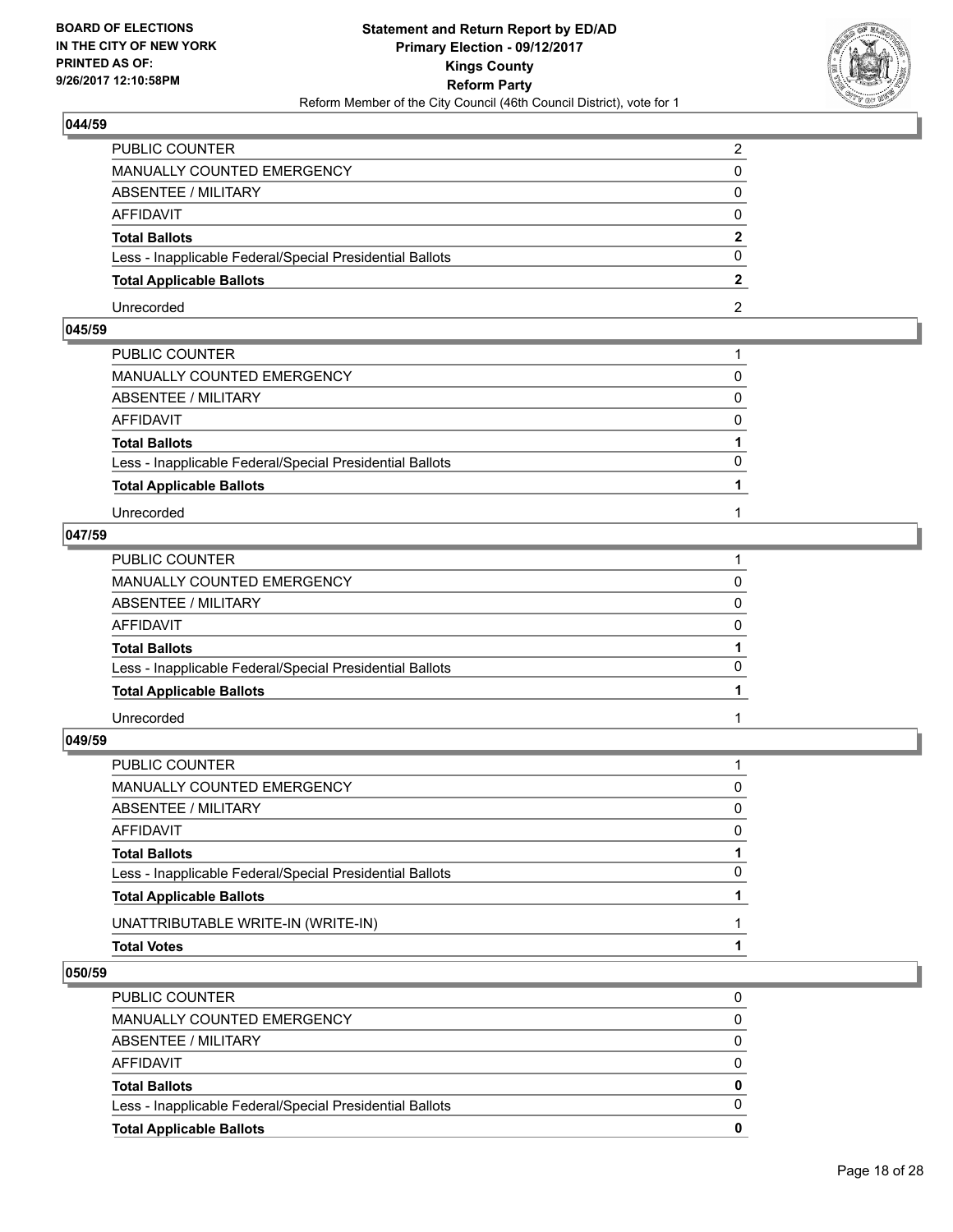## 044/59

| | |
|---|---|
| PUBLIC COUNTER | 2 |
| MANUALLY COUNTED EMERGENCY | 0 |
| ABSENTEE / MILITARY | 0 |
| AFFIDAVIT | 0 |
| **Total Ballots** | **2** |
| Less - Inapplicable Federal/Special Presidential Ballots | 0 |
| **Total Applicable Ballots** | **2** |
| Unrecorded | 2 |

## 045/59

| | |
|---|---|
| PUBLIC COUNTER | 1 |
| MANUALLY COUNTED EMERGENCY | 0 |
| ABSENTEE / MILITARY | 0 |
| AFFIDAVIT | 0 |
| **Total Ballots** | **1** |
| Less - Inapplicable Federal/Special Presidential Ballots | 0 |
| **Total Applicable Ballots** | **1** |
| Unrecorded | 1 |

## 047/59

| | |
|---|---|
| PUBLIC COUNTER | 1 |
| MANUALLY COUNTED EMERGENCY | 0 |
| ABSENTEE / MILITARY | 0 |
| AFFIDAVIT | 0 |
| **Total Ballots** | **1** |
| Less - Inapplicable Federal/Special Presidential Ballots | 0 |
| **Total Applicable Ballots** | **1** |
| Unrecorded | 1 |

## 049/59

| | |
|---|---|
| PUBLIC COUNTER | 1 |
| MANUALLY COUNTED EMERGENCY | 0 |
| ABSENTEE / MILITARY | 0 |
| AFFIDAVIT | 0 |
| **Total Ballots** | **1** |
| Less - Inapplicable Federal/Special Presidential Ballots | 0 |
| **Total Applicable Ballots** | **1** |
| UNATTRIBUTABLE WRITE-IN (WRITE-IN) | 1 |
| **Total Votes** | **1** |

## 050/59

| | |
|---|---|
| PUBLIC COUNTER | 0 |
| MANUALLY COUNTED EMERGENCY | 0 |
| ABSENTEE / MILITARY | 0 |
| AFFIDAVIT | 0 |
| **Total Ballots** | **0** |
| Less - Inapplicable Federal/Special Presidential Ballots | 0 |
| **Total Applicable Ballots** | **0** |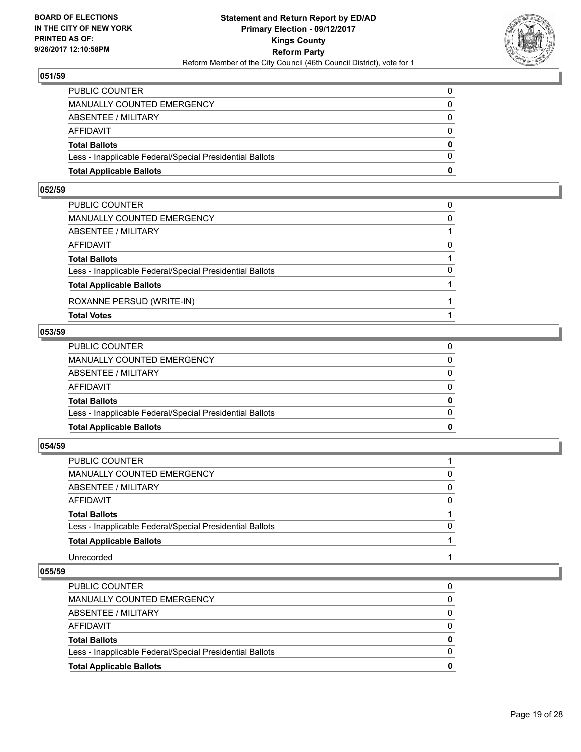## 051/59

| | |
|---|---|
| PUBLIC COUNTER | 0 |
| MANUALLY COUNTED EMERGENCY | 0 |
| ABSENTEE / MILITARY | 0 |
| AFFIDAVIT | 0 |
| **Total Ballots** | **0** |
| Less - Inapplicable Federal/Special Presidential Ballots | 0 |
| **Total Applicable Ballots** | **0** |

## 052/59

| | |
|---|---|
| PUBLIC COUNTER | 0 |
| MANUALLY COUNTED EMERGENCY | 0 |
| ABSENTEE / MILITARY | 1 |
| AFFIDAVIT | 0 |
| **Total Ballots** | **1** |
| Less - Inapplicable Federal/Special Presidential Ballots | 0 |
| **Total Applicable Ballots** | **1** |
| ROXANNE PERSUD (WRITE-IN) | 1 |
| **Total Votes** | **1** |

## 053/59

| | |
|---|---|
| PUBLIC COUNTER | 0 |
| MANUALLY COUNTED EMERGENCY | 0 |
| ABSENTEE / MILITARY | 0 |
| AFFIDAVIT | 0 |
| **Total Ballots** | **0** |
| Less - Inapplicable Federal/Special Presidential Ballots | 0 |
| **Total Applicable Ballots** | **0** |

## 054/59

| | |
|---|---|
| PUBLIC COUNTER | 1 |
| MANUALLY COUNTED EMERGENCY | 0 |
| ABSENTEE / MILITARY | 0 |
| AFFIDAVIT | 0 |
| **Total Ballots** | **1** |
| Less - Inapplicable Federal/Special Presidential Ballots | 0 |
| **Total Applicable Ballots** | **1** |
| Unrecorded | 1 |

## 055/59

| | |
|---|---|
| PUBLIC COUNTER | 0 |
| MANUALLY COUNTED EMERGENCY | 0 |
| ABSENTEE / MILITARY | 0 |
| AFFIDAVIT | 0 |
| **Total Ballots** | **0** |
| Less - Inapplicable Federal/Special Presidential Ballots | 0 |
| **Total Applicable Ballots** | **0** |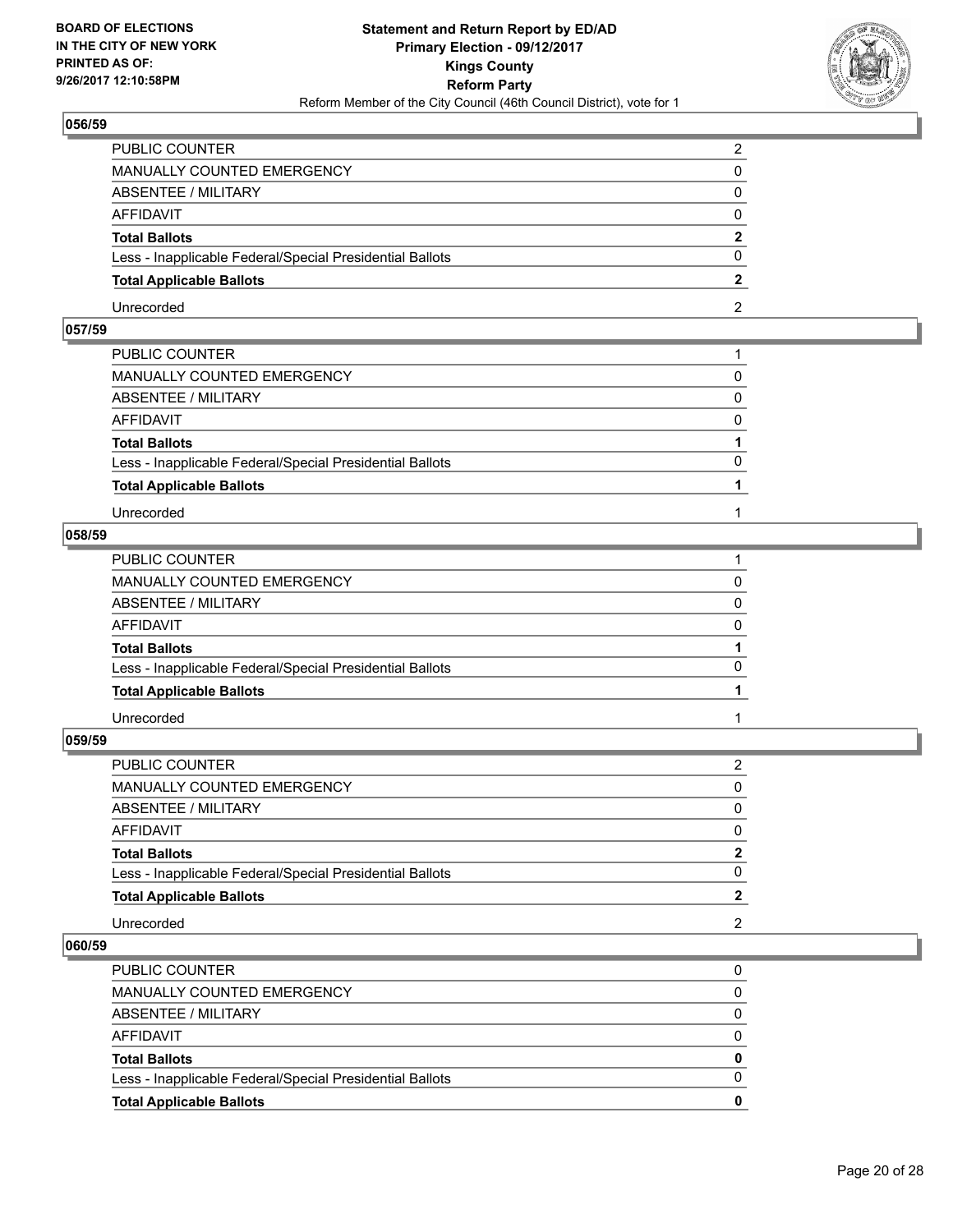BOARD OF ELECTIONS
IN THE CITY OF NEW YORK
PRINTED AS OF:
9/26/2017 12:10:58PM

**Statement and Return Report by ED/AD**
**Primary Election - 09/12/2017**
**Kings County**
**Reform Party**
Reform Member of the City Council (46th Council District), vote for 1

### 056/59

| | |
|---|---|
| PUBLIC COUNTER | 2 |
| MANUALLY COUNTED EMERGENCY | 0 |
| ABSENTEE / MILITARY | 0 |
| AFFIDAVIT | 0 |
| **Total Ballots** | **2** |
| Less - Inapplicable Federal/Special Presidential Ballots | 0 |
| **Total Applicable Ballots** | **2** |
| Unrecorded | 2 |

### 057/59

| | |
|---|---|
| PUBLIC COUNTER | 1 |
| MANUALLY COUNTED EMERGENCY | 0 |
| ABSENTEE / MILITARY | 0 |
| AFFIDAVIT | 0 |
| **Total Ballots** | **1** |
| Less - Inapplicable Federal/Special Presidential Ballots | 0 |
| **Total Applicable Ballots** | **1** |
| Unrecorded | 1 |

### 058/59

| | |
|---|---|
| PUBLIC COUNTER | 1 |
| MANUALLY COUNTED EMERGENCY | 0 |
| ABSENTEE / MILITARY | 0 |
| AFFIDAVIT | 0 |
| **Total Ballots** | **1** |
| Less - Inapplicable Federal/Special Presidential Ballots | 0 |
| **Total Applicable Ballots** | **1** |
| Unrecorded | 1 |

### 059/59

| | |
|---|---|
| PUBLIC COUNTER | 2 |
| MANUALLY COUNTED EMERGENCY | 0 |
| ABSENTEE / MILITARY | 0 |
| AFFIDAVIT | 0 |
| **Total Ballots** | **2** |
| Less - Inapplicable Federal/Special Presidential Ballots | 0 |
| **Total Applicable Ballots** | **2** |
| Unrecorded | 2 |

### 060/59

| | |
|---|---|
| PUBLIC COUNTER | 0 |
| MANUALLY COUNTED EMERGENCY | 0 |
| ABSENTEE / MILITARY | 0 |
| AFFIDAVIT | 0 |
| **Total Ballots** | **0** |
| Less - Inapplicable Federal/Special Presidential Ballots | 0 |
| **Total Applicable Ballots** | **0** |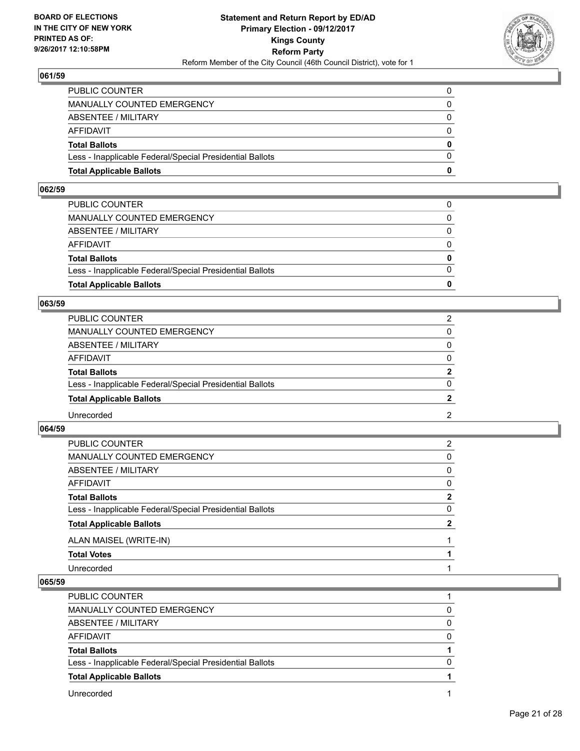## 061/59

| | |
|---|---|
| PUBLIC COUNTER | 0 |
| MANUALLY COUNTED EMERGENCY | 0 |
| ABSENTEE / MILITARY | 0 |
| AFFIDAVIT | 0 |
| **Total Ballots** | **0** |
| Less - Inapplicable Federal/Special Presidential Ballots | 0 |
| **Total Applicable Ballots** | **0** |

## 062/59

| | |
|---|---|
| PUBLIC COUNTER | 0 |
| MANUALLY COUNTED EMERGENCY | 0 |
| ABSENTEE / MILITARY | 0 |
| AFFIDAVIT | 0 |
| **Total Ballots** | **0** |
| Less - Inapplicable Federal/Special Presidential Ballots | 0 |
| **Total Applicable Ballots** | **0** |

## 063/59

| | |
|---|---|
| PUBLIC COUNTER | 2 |
| MANUALLY COUNTED EMERGENCY | 0 |
| ABSENTEE / MILITARY | 0 |
| AFFIDAVIT | 0 |
| **Total Ballots** | **2** |
| Less - Inapplicable Federal/Special Presidential Ballots | 0 |
| **Total Applicable Ballots** | **2** |
| Unrecorded | 2 |

## 064/59

| | |
|---|---|
| PUBLIC COUNTER | 2 |
| MANUALLY COUNTED EMERGENCY | 0 |
| ABSENTEE / MILITARY | 0 |
| AFFIDAVIT | 0 |
| **Total Ballots** | **2** |
| Less - Inapplicable Federal/Special Presidential Ballots | 0 |
| **Total Applicable Ballots** | **2** |
| ALAN MAISEL (WRITE-IN) | 1 |
| **Total Votes** | **1** |
| Unrecorded | 1 |

## 065/59

| | |
|---|---|
| PUBLIC COUNTER | 1 |
| MANUALLY COUNTED EMERGENCY | 0 |
| ABSENTEE / MILITARY | 0 |
| AFFIDAVIT | 0 |
| **Total Ballots** | **1** |
| Less - Inapplicable Federal/Special Presidential Ballots | 0 |
| **Total Applicable Ballots** | **1** |
| Unrecorded | 1 |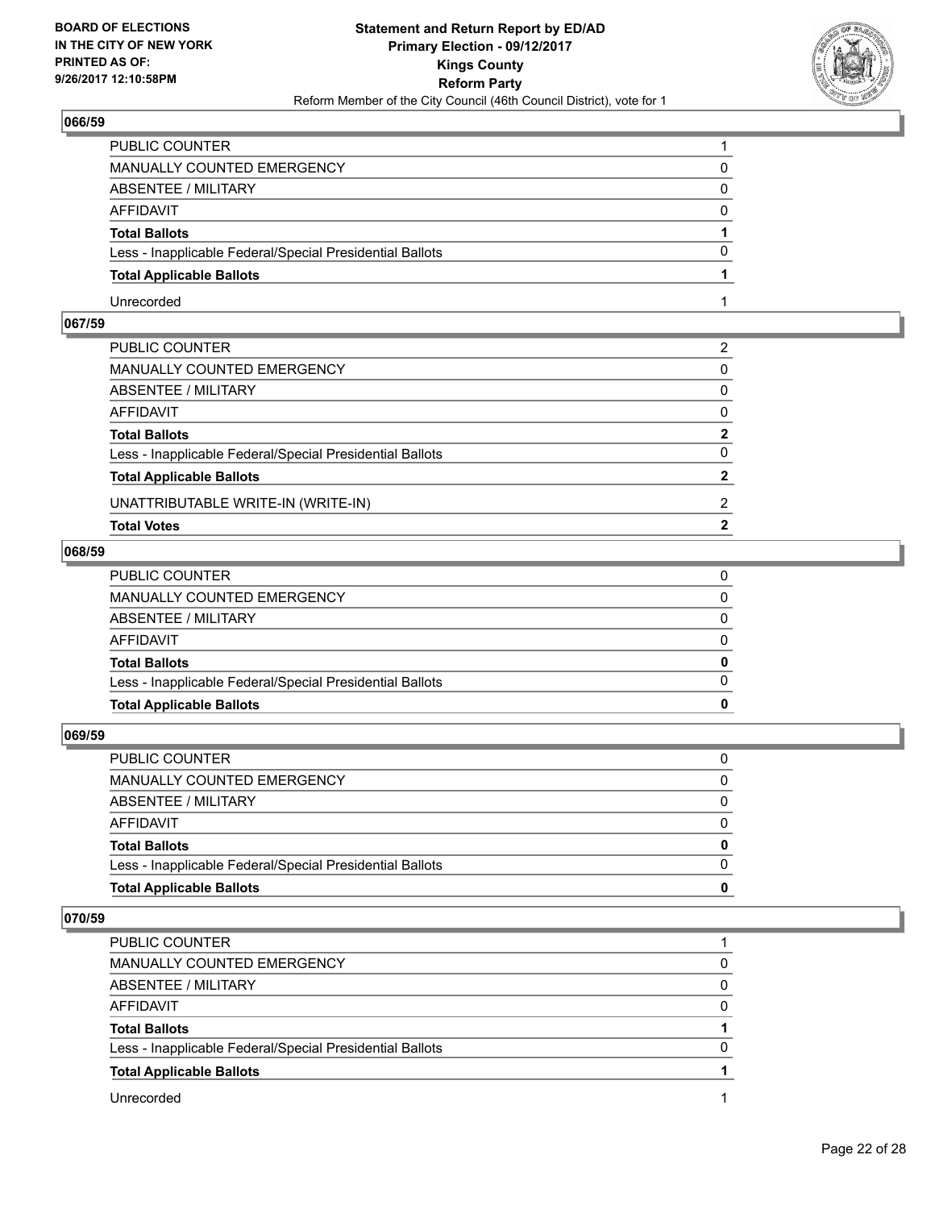## 066/59

| | |
|---|---|
| PUBLIC COUNTER | 1 |
| MANUALLY COUNTED EMERGENCY | 0 |
| ABSENTEE / MILITARY | 0 |
| AFFIDAVIT | 0 |
| **Total Ballots** | **1** |
| Less - Inapplicable Federal/Special Presidential Ballots | 0 |
| **Total Applicable Ballots** | **1** |
| Unrecorded | 1 |

## 067/59

| | |
|---|---|
| PUBLIC COUNTER | 2 |
| MANUALLY COUNTED EMERGENCY | 0 |
| ABSENTEE / MILITARY | 0 |
| AFFIDAVIT | 0 |
| **Total Ballots** | **2** |
| Less - Inapplicable Federal/Special Presidential Ballots | 0 |
| **Total Applicable Ballots** | **2** |
| UNATTRIBUTABLE WRITE-IN (WRITE-IN) | 2 |
| **Total Votes** | **2** |

## 068/59

| | |
|---|---|
| PUBLIC COUNTER | 0 |
| MANUALLY COUNTED EMERGENCY | 0 |
| ABSENTEE / MILITARY | 0 |
| AFFIDAVIT | 0 |
| **Total Ballots** | **0** |
| Less - Inapplicable Federal/Special Presidential Ballots | 0 |
| **Total Applicable Ballots** | **0** |

## 069/59

| | |
|---|---|
| PUBLIC COUNTER | 0 |
| MANUALLY COUNTED EMERGENCY | 0 |
| ABSENTEE / MILITARY | 0 |
| AFFIDAVIT | 0 |
| **Total Ballots** | **0** |
| Less - Inapplicable Federal/Special Presidential Ballots | 0 |
| **Total Applicable Ballots** | **0** |

## 070/59

| | |
|---|---|
| PUBLIC COUNTER | 1 |
| MANUALLY COUNTED EMERGENCY | 0 |
| ABSENTEE / MILITARY | 0 |
| AFFIDAVIT | 0 |
| **Total Ballots** | **1** |
| Less - Inapplicable Federal/Special Presidential Ballots | 0 |
| **Total Applicable Ballots** | **1** |
| Unrecorded | 1 |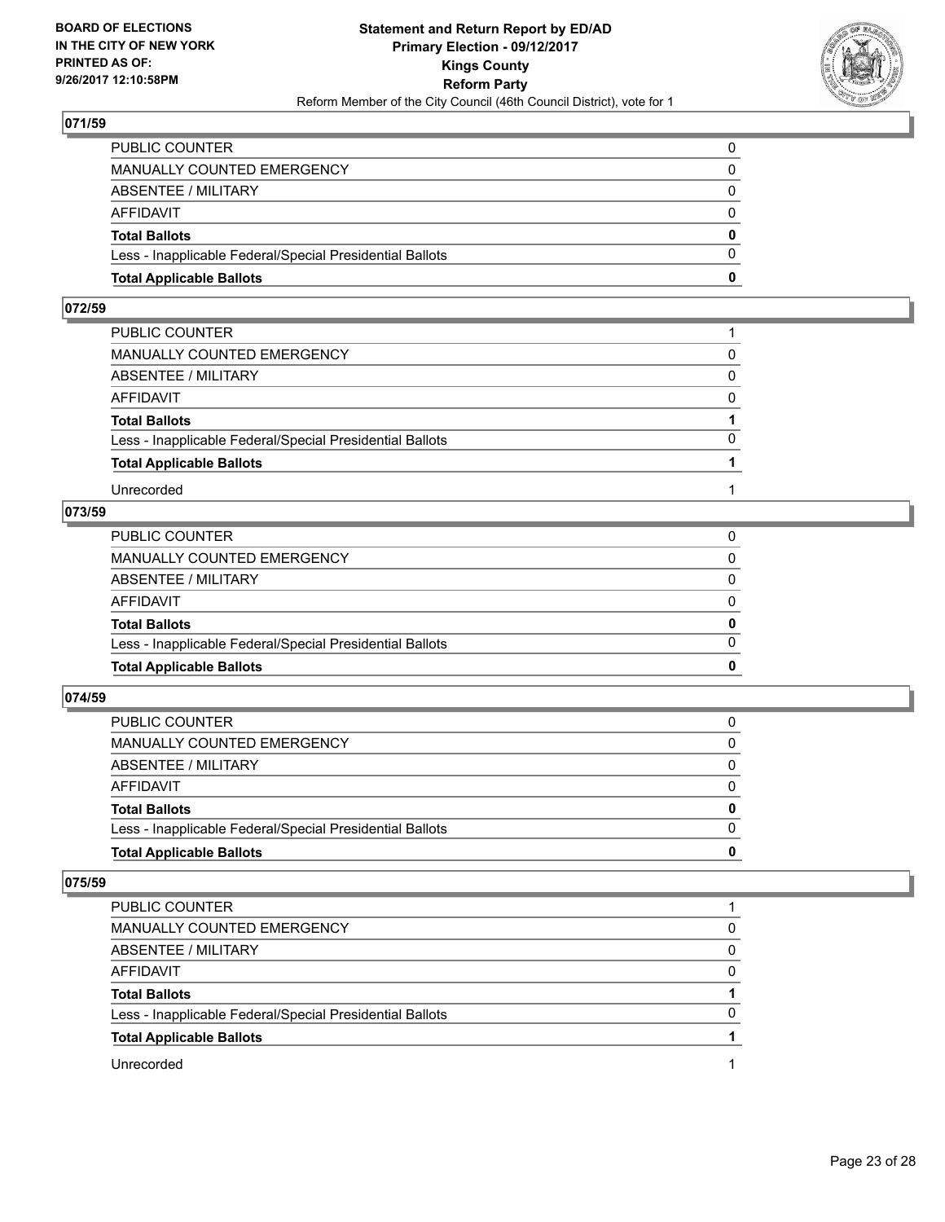## 071/59

| | |
|---|---|
| PUBLIC COUNTER | 0 |
| MANUALLY COUNTED EMERGENCY | 0 |
| ABSENTEE / MILITARY | 0 |
| AFFIDAVIT | 0 |
| **Total Ballots** | **0** |
| Less - Inapplicable Federal/Special Presidential Ballots | 0 |
| **Total Applicable Ballots** | **0** |

## 072/59

| | |
|---|---|
| PUBLIC COUNTER | 1 |
| MANUALLY COUNTED EMERGENCY | 0 |
| ABSENTEE / MILITARY | 0 |
| AFFIDAVIT | 0 |
| **Total Ballots** | **1** |
| Less - Inapplicable Federal/Special Presidential Ballots | 0 |
| **Total Applicable Ballots** | **1** |
| Unrecorded | 1 |

## 073/59

| | |
|---|---|
| PUBLIC COUNTER | 0 |
| MANUALLY COUNTED EMERGENCY | 0 |
| ABSENTEE / MILITARY | 0 |
| AFFIDAVIT | 0 |
| **Total Ballots** | **0** |
| Less - Inapplicable Federal/Special Presidential Ballots | 0 |
| **Total Applicable Ballots** | **0** |

## 074/59

| | |
|---|---|
| PUBLIC COUNTER | 0 |
| MANUALLY COUNTED EMERGENCY | 0 |
| ABSENTEE / MILITARY | 0 |
| AFFIDAVIT | 0 |
| **Total Ballots** | **0** |
| Less - Inapplicable Federal/Special Presidential Ballots | 0 |
| **Total Applicable Ballots** | **0** |

## 075/59

| | |
|---|---|
| PUBLIC COUNTER | 1 |
| MANUALLY COUNTED EMERGENCY | 0 |
| ABSENTEE / MILITARY | 0 |
| AFFIDAVIT | 0 |
| **Total Ballots** | **1** |
| Less - Inapplicable Federal/Special Presidential Ballots | 0 |
| **Total Applicable Ballots** | **1** |
| Unrecorded | 1 |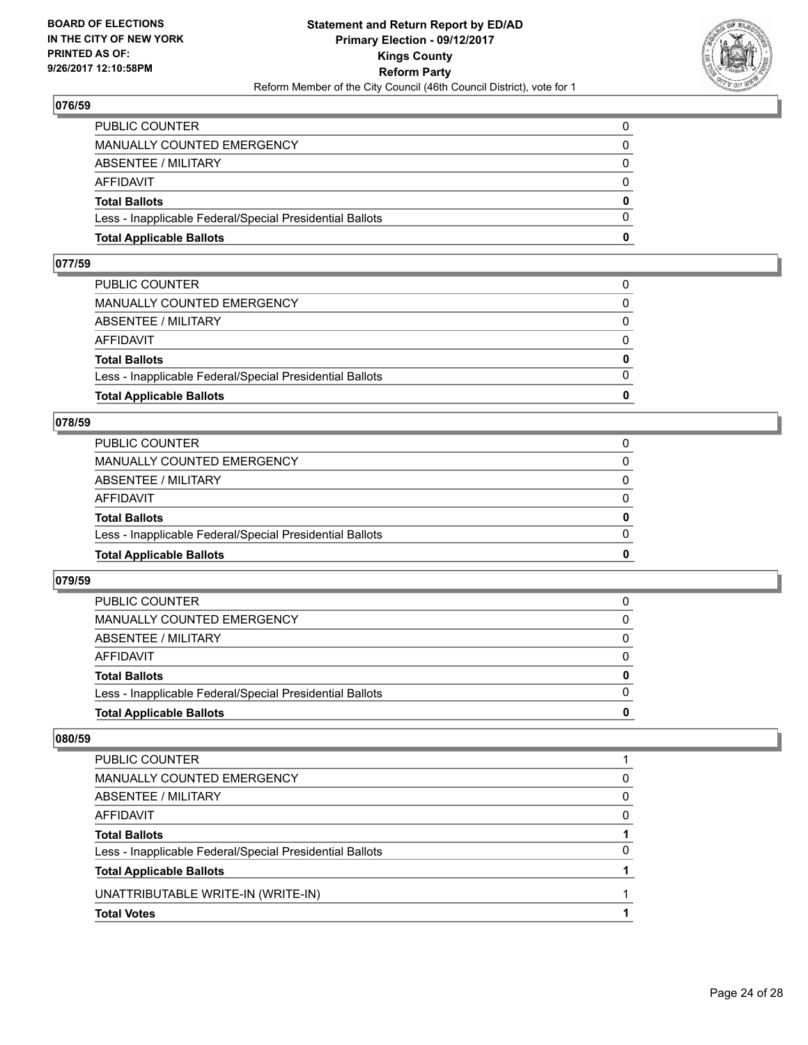## 076/59

| | |
|---|---|
| PUBLIC COUNTER | 0 |
| MANUALLY COUNTED EMERGENCY | 0 |
| ABSENTEE / MILITARY | 0 |
| AFFIDAVIT | 0 |
| **Total Ballots** | **0** |
| Less - Inapplicable Federal/Special Presidential Ballots | 0 |
| **Total Applicable Ballots** | **0** |

## 077/59

| | |
|---|---|
| PUBLIC COUNTER | 0 |
| MANUALLY COUNTED EMERGENCY | 0 |
| ABSENTEE / MILITARY | 0 |
| AFFIDAVIT | 0 |
| **Total Ballots** | **0** |
| Less - Inapplicable Federal/Special Presidential Ballots | 0 |
| **Total Applicable Ballots** | **0** |

## 078/59

| | |
|---|---|
| PUBLIC COUNTER | 0 |
| MANUALLY COUNTED EMERGENCY | 0 |
| ABSENTEE / MILITARY | 0 |
| AFFIDAVIT | 0 |
| **Total Ballots** | **0** |
| Less - Inapplicable Federal/Special Presidential Ballots | 0 |
| **Total Applicable Ballots** | **0** |

## 079/59

| | |
|---|---|
| PUBLIC COUNTER | 0 |
| MANUALLY COUNTED EMERGENCY | 0 |
| ABSENTEE / MILITARY | 0 |
| AFFIDAVIT | 0 |
| **Total Ballots** | **0** |
| Less - Inapplicable Federal/Special Presidential Ballots | 0 |
| **Total Applicable Ballots** | **0** |

## 080/59

| | |
|---|---|
| PUBLIC COUNTER | 1 |
| MANUALLY COUNTED EMERGENCY | 0 |
| ABSENTEE / MILITARY | 0 |
| AFFIDAVIT | 0 |
| **Total Ballots** | **1** |
| Less - Inapplicable Federal/Special Presidential Ballots | 0 |
| **Total Applicable Ballots** | **1** |
| UNATTRIBUTABLE WRITE-IN (WRITE-IN) | 1 |
| **Total Votes** | **1** |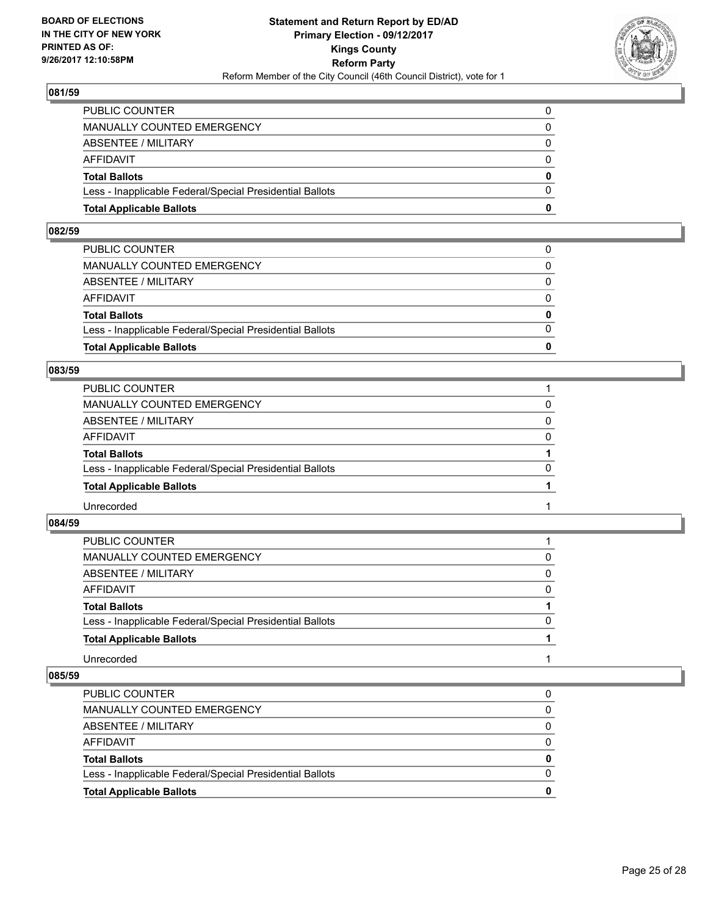## 081/59

| | |
|---|---|
| PUBLIC COUNTER | 0 |
| MANUALLY COUNTED EMERGENCY | 0 |
| ABSENTEE / MILITARY | 0 |
| AFFIDAVIT | 0 |
| **Total Ballots** | **0** |
| Less - Inapplicable Federal/Special Presidential Ballots | 0 |
| **Total Applicable Ballots** | **0** |

## 082/59

| | |
|---|---|
| PUBLIC COUNTER | 0 |
| MANUALLY COUNTED EMERGENCY | 0 |
| ABSENTEE / MILITARY | 0 |
| AFFIDAVIT | 0 |
| **Total Ballots** | **0** |
| Less - Inapplicable Federal/Special Presidential Ballots | 0 |
| **Total Applicable Ballots** | **0** |

## 083/59

| | |
|---|---|
| PUBLIC COUNTER | 1 |
| MANUALLY COUNTED EMERGENCY | 0 |
| ABSENTEE / MILITARY | 0 |
| AFFIDAVIT | 0 |
| **Total Ballots** | **1** |
| Less - Inapplicable Federal/Special Presidential Ballots | 0 |
| **Total Applicable Ballots** | **1** |
| Unrecorded | 1 |

## 084/59

| | |
|---|---|
| PUBLIC COUNTER | 1 |
| MANUALLY COUNTED EMERGENCY | 0 |
| ABSENTEE / MILITARY | 0 |
| AFFIDAVIT | 0 |
| **Total Ballots** | **1** |
| Less - Inapplicable Federal/Special Presidential Ballots | 0 |
| **Total Applicable Ballots** | **1** |
| Unrecorded | 1 |

## 085/59

| | |
|---|---|
| PUBLIC COUNTER | 0 |
| MANUALLY COUNTED EMERGENCY | 0 |
| ABSENTEE / MILITARY | 0 |
| AFFIDAVIT | 0 |
| **Total Ballots** | **0** |
| Less - Inapplicable Federal/Special Presidential Ballots | 0 |
| **Total Applicable Ballots** | **0** |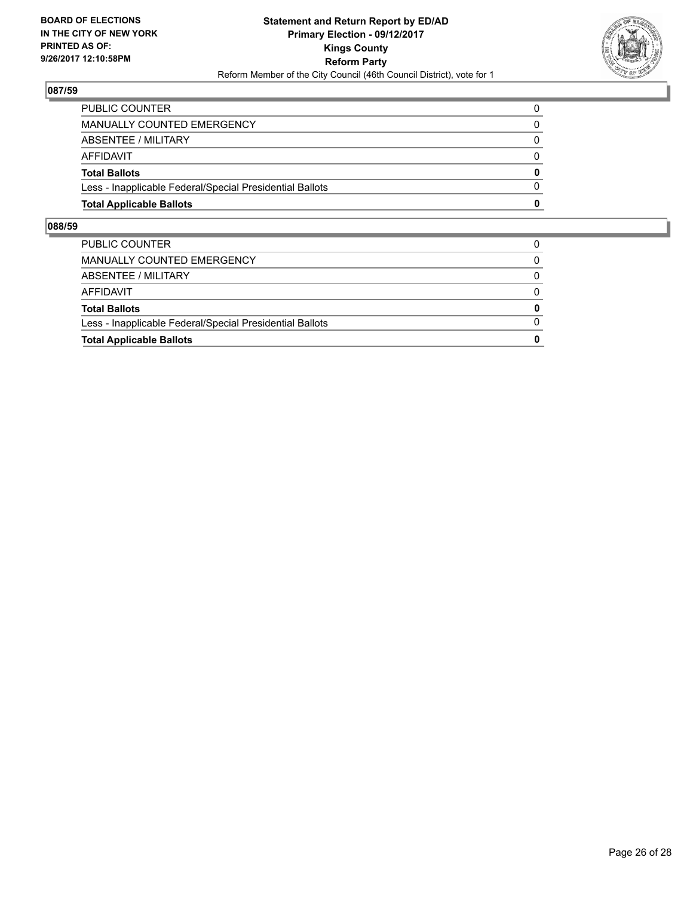## 087/59

| | |
|---|---|
| PUBLIC COUNTER | 0 |
| MANUALLY COUNTED EMERGENCY | 0 |
| ABSENTEE / MILITARY | 0 |
| AFFIDAVIT | 0 |
| **Total Ballots** | **0** |
| Less - Inapplicable Federal/Special Presidential Ballots | 0 |
| **Total Applicable Ballots** | **0** |

## 088/59

| | |
|---|---|
| PUBLIC COUNTER | 0 |
| MANUALLY COUNTED EMERGENCY | 0 |
| ABSENTEE / MILITARY | 0 |
| AFFIDAVIT | 0 |
| **Total Ballots** | **0** |
| Less - Inapplicable Federal/Special Presidential Ballots | 0 |
| **Total Applicable Ballots** | **0** |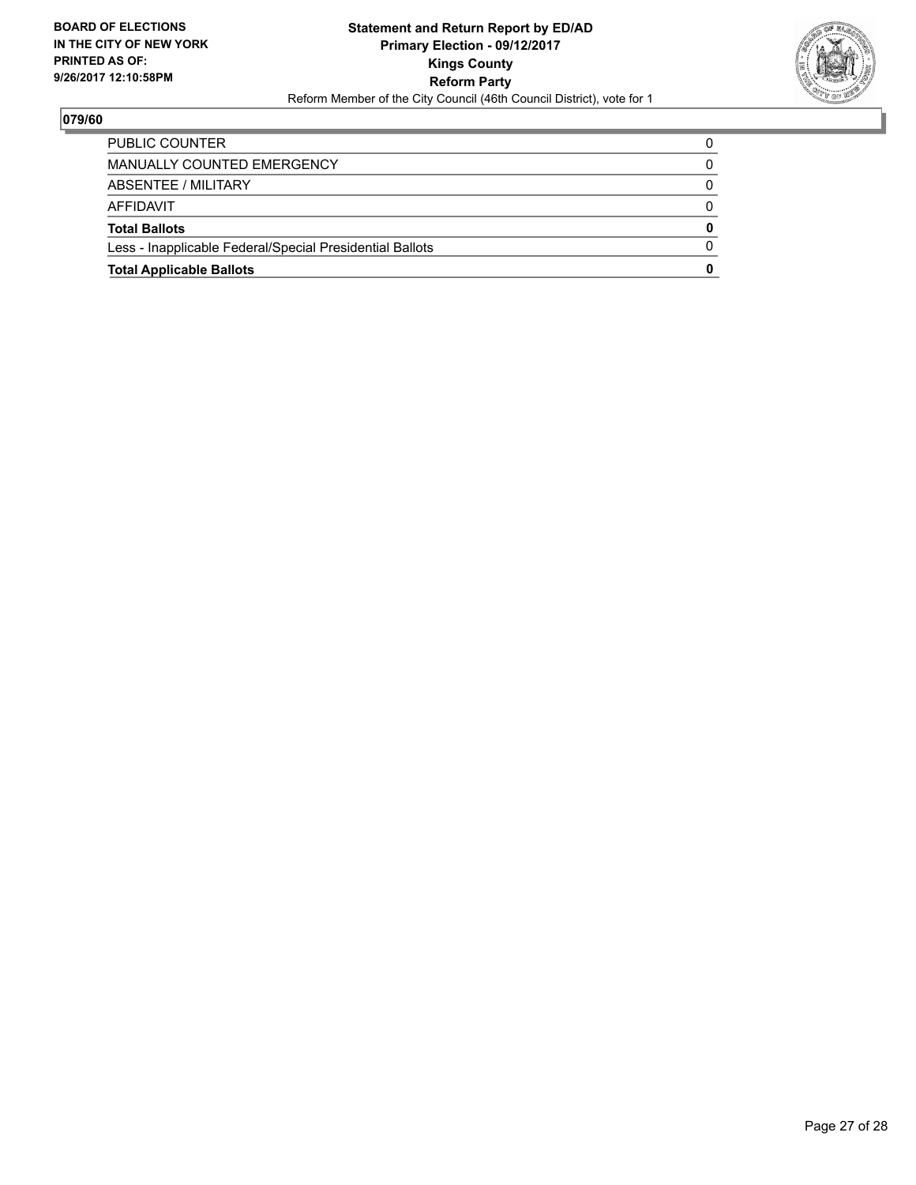**BOARD OF ELECTIONS IN THE CITY OF NEW YORK PRINTED AS OF: 9/26/2017 12:10:58PM**

**Statement and Return Report by ED/AD**
**Primary Election - 09/12/2017**
**Kings County**
**Reform Party**
Reform Member of the City Council (46th Council District), vote for 1

## 079/60

| | |
|---|---|
| PUBLIC COUNTER | 0 |
| MANUALLY COUNTED EMERGENCY | 0 |
| ABSENTEE / MILITARY | 0 |
| AFFIDAVIT | 0 |
| **Total Ballots** | **0** |
| Less - Inapplicable Federal/Special Presidential Ballots | 0 |
| **Total Applicable Ballots** | **0** |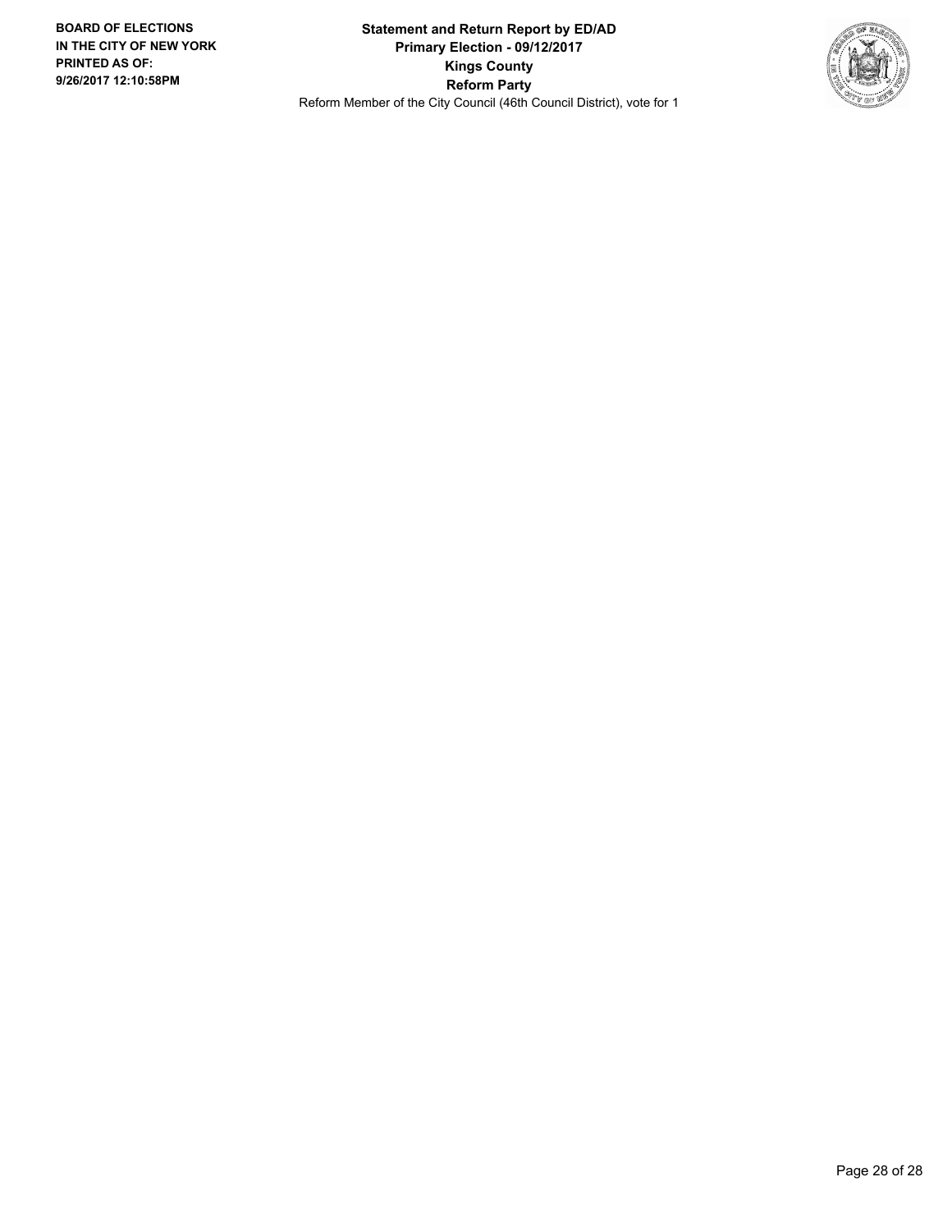**BOARD OF ELECTIONS IN THE CITY OF NEW YORK PRINTED AS OF: 9/26/2017 12:10:58PM**

**Statement and Return Report by ED/AD**
**Primary Election - 09/12/2017**
**Kings County**
**Reform Party**
Reform Member of the City Council (46th Council District), vote for 1